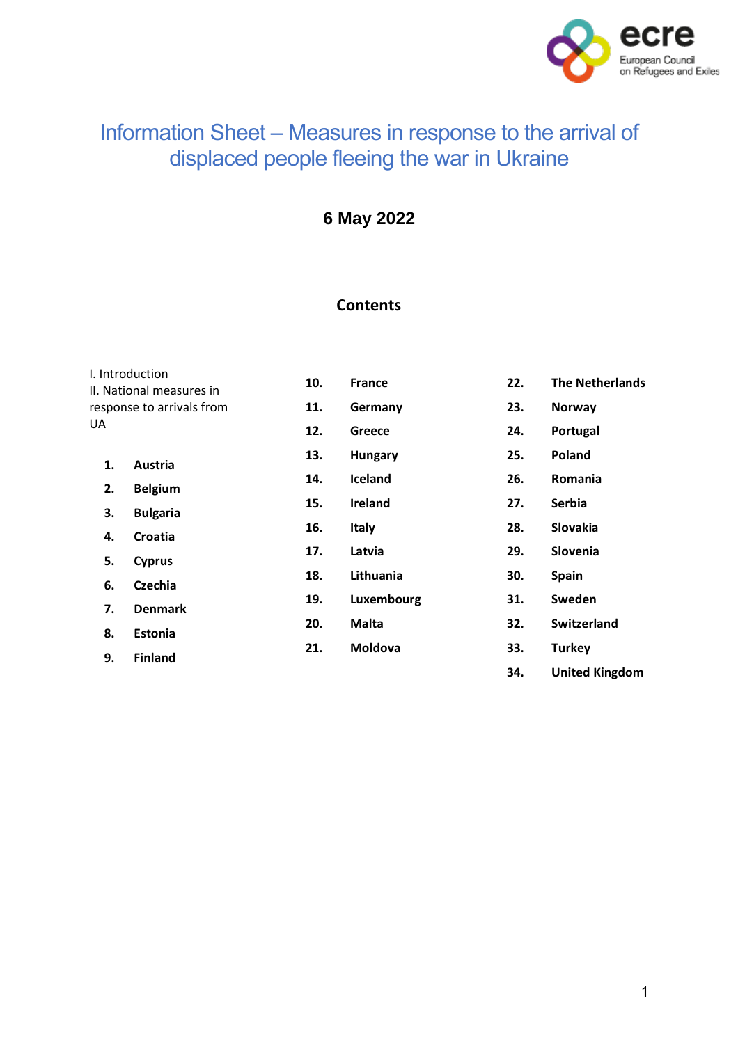ecre
European Council
on Refugees and Exiles

# Information Sheet – Measures in response to the arrival of displaced people fleeing the war in Ukraine

**6 May 2022**

## Contents

I. Introduction

II. National measures in response to arrivals from UA

1. **Austria**
2. **Belgium**
3. **Bulgaria**
4. **Croatia**
5. **Cyprus**
6. **Czechia**
7. **Denmark**
8. **Estonia**
9. **Finland**
10. **France**
11. **Germany**
12. **Greece**
13. **Hungary**
14. **Iceland**
15. **Ireland**
16. **Italy**
17. **Latvia**
18. **Lithuania**
19. **Luxembourg**
20. **Malta**
21. **Moldova**
22. **The Netherlands**
23. **Norway**
24. **Portugal**
25. **Poland**
26. **Romania**
27. **Serbia**
28. **Slovakia**
29. **Slovenia**
30. **Spain**
31. **Sweden**
32. **Switzerland**
33. **Turkey**
34. **United Kingdom**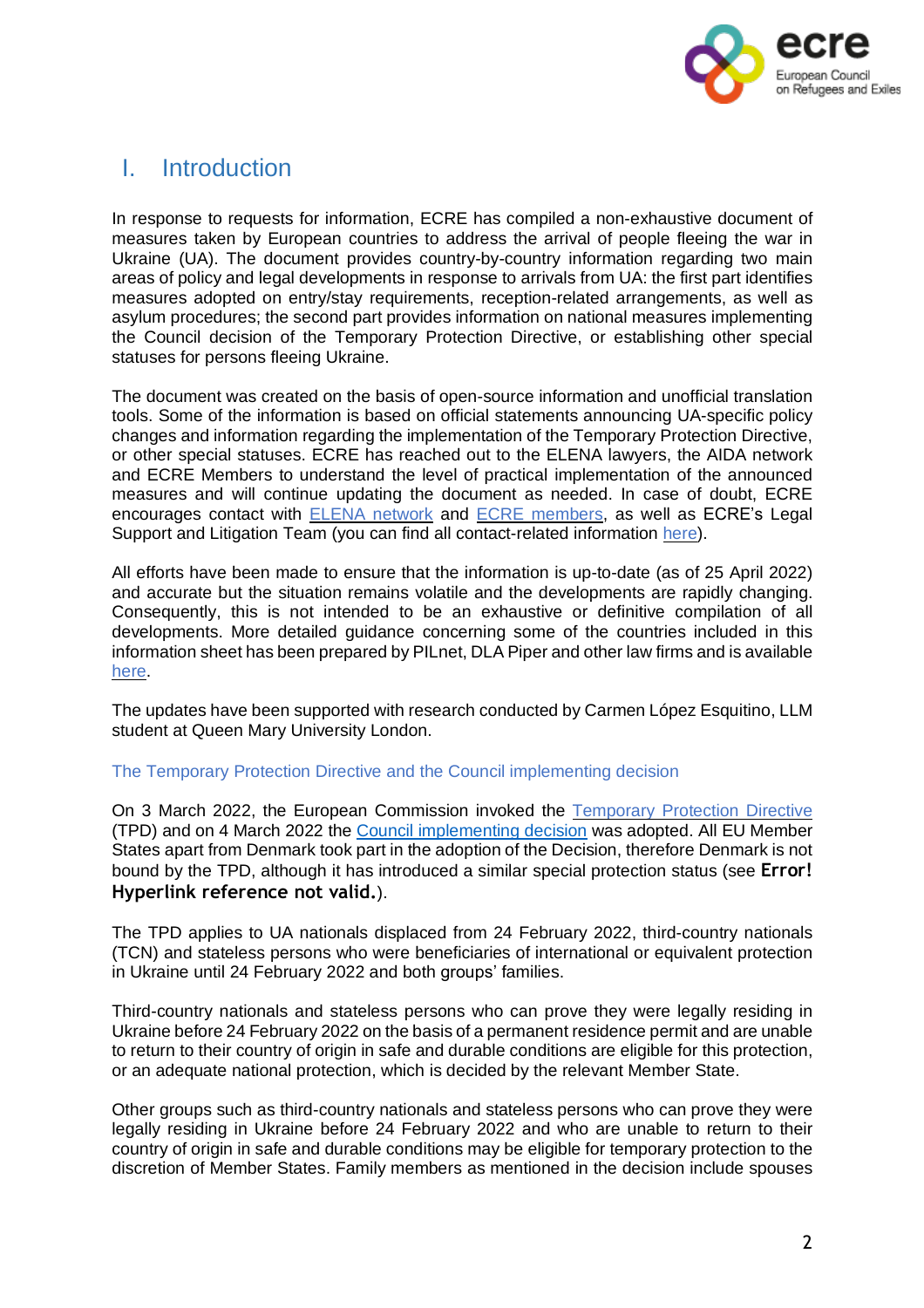# I. Introduction

In response to requests for information, ECRE has compiled a non-exhaustive document of measures taken by European countries to address the arrival of people fleeing the war in Ukraine (UA). The document provides country-by-country information regarding two main areas of policy and legal developments in response to arrivals from UA: the first part identifies measures adopted on entry/stay requirements, reception-related arrangements, as well as asylum procedures; the second part provides information on national measures implementing the Council decision of the Temporary Protection Directive, or establishing other special statuses for persons fleeing Ukraine.

The document was created on the basis of open-source information and unofficial translation tools. Some of the information is based on official statements announcing UA-specific policy changes and information regarding the implementation of the Temporary Protection Directive, or other special statuses. ECRE has reached out to the ELENA lawyers, the AIDA network and ECRE Members to understand the level of practical implementation of the announced measures and will continue updating the document as needed. In case of doubt, ECRE encourages contact with ELENA network and ECRE members, as well as ECRE's Legal Support and Litigation Team (you can find all contact-related information here).

All efforts have been made to ensure that the information is up-to-date (as of 25 April 2022) and accurate but the situation remains volatile and the developments are rapidly changing. Consequently, this is not intended to be an exhaustive or definitive compilation of all developments. More detailed guidance concerning some of the countries included in this information sheet has been prepared by PILnet, DLA Piper and other law firms and is available here.

The updates have been supported with research conducted by Carmen López Esquitino, LLM student at Queen Mary University London.

## The Temporary Protection Directive and the Council implementing decision

On 3 March 2022, the European Commission invoked the Temporary Protection Directive (TPD) and on 4 March 2022 the Council implementing decision was adopted. All EU Member States apart from Denmark took part in the adoption of the Decision, therefore Denmark is not bound by the TPD, although it has introduced a similar special protection status (see **Error! Hyperlink reference not valid.**).

The TPD applies to UA nationals displaced from 24 February 2022, third-country nationals (TCN) and stateless persons who were beneficiaries of international or equivalent protection in Ukraine until 24 February 2022 and both groups' families.

Third-country nationals and stateless persons who can prove they were legally residing in Ukraine before 24 February 2022 on the basis of a permanent residence permit and are unable to return to their country of origin in safe and durable conditions are eligible for this protection, or an adequate national protection, which is decided by the relevant Member State.

Other groups such as third-country nationals and stateless persons who can prove they were legally residing in Ukraine before 24 February 2022 and who are unable to return to their country of origin in safe and durable conditions may be eligible for temporary protection to the discretion of Member States. Family members as mentioned in the decision include spouses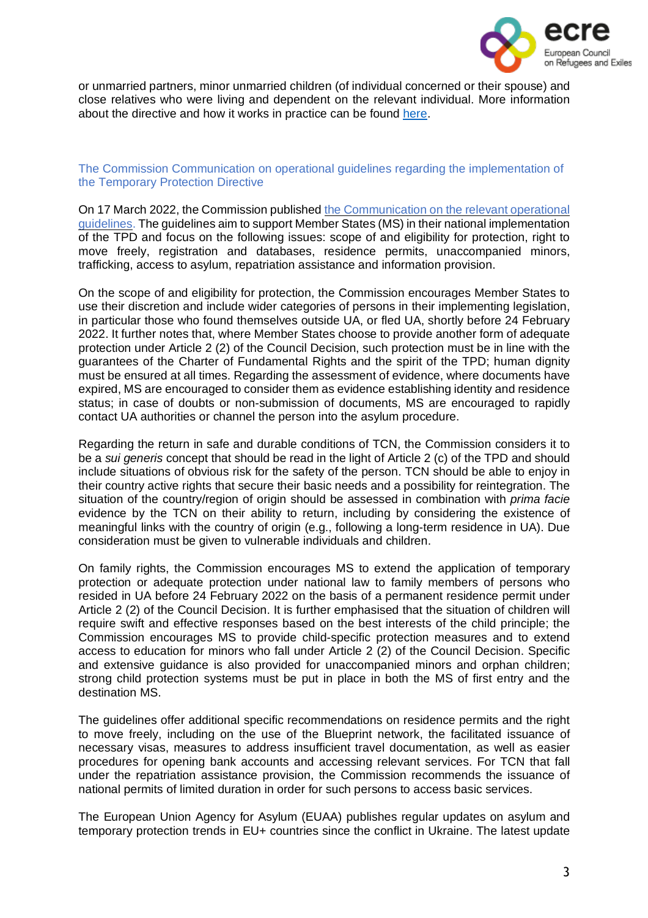or unmarried partners, minor unmarried children (of individual concerned or their spouse) and close relatives who were living and dependent on the relevant individual. More information about the directive and how it works in practice can be found [here](#).

### The Commission Communication on operational guidelines regarding the implementation of the Temporary Protection Directive

On 17 March 2022, the Commission published [the Communication on the relevant operational guidelines](#). The guidelines aim to support Member States (MS) in their national implementation of the TPD and focus on the following issues: scope of and eligibility for protection, right to move freely, registration and databases, residence permits, unaccompanied minors, trafficking, access to asylum, repatriation assistance and information provision.

On the scope of and eligibility for protection, the Commission encourages Member States to use their discretion and include wider categories of persons in their implementing legislation, in particular those who found themselves outside UA, or fled UA, shortly before 24 February 2022. It further notes that, where Member States choose to provide another form of adequate protection under Article 2 (2) of the Council Decision, such protection must be in line with the guarantees of the Charter of Fundamental Rights and the spirit of the TPD; human dignity must be ensured at all times. Regarding the assessment of evidence, where documents have expired, MS are encouraged to consider them as evidence establishing identity and residence status; in case of doubts or non-submission of documents, MS are encouraged to rapidly contact UA authorities or channel the person into the asylum procedure.

Regarding the return in safe and durable conditions of TCN, the Commission considers it to be a *sui generis* concept that should be read in the light of Article 2 (c) of the TPD and should include situations of obvious risk for the safety of the person. TCN should be able to enjoy in their country active rights that secure their basic needs and a possibility for reintegration. The situation of the country/region of origin should be assessed in combination with *prima facie* evidence by the TCN on their ability to return, including by considering the existence of meaningful links with the country of origin (e.g., following a long-term residence in UA). Due consideration must be given to vulnerable individuals and children.

On family rights, the Commission encourages MS to extend the application of temporary protection or adequate protection under national law to family members of persons who resided in UA before 24 February 2022 on the basis of a permanent residence permit under Article 2 (2) of the Council Decision. It is further emphasised that the situation of children will require swift and effective responses based on the best interests of the child principle; the Commission encourages MS to provide child-specific protection measures and to extend access to education for minors who fall under Article 2 (2) of the Council Decision. Specific and extensive guidance is also provided for unaccompanied minors and orphan children; strong child protection systems must be put in place in both the MS of first entry and the destination MS.

The guidelines offer additional specific recommendations on residence permits and the right to move freely, including on the use of the Blueprint network, the facilitated issuance of necessary visas, measures to address insufficient travel documentation, as well as easier procedures for opening bank accounts and accessing relevant services. For TCN that fall under the repatriation assistance provision, the Commission recommends the issuance of national permits of limited duration in order for such persons to access basic services.

The European Union Agency for Asylum (EUAA) publishes regular updates on asylum and temporary protection trends in EU+ countries since the conflict in Ukraine. The latest update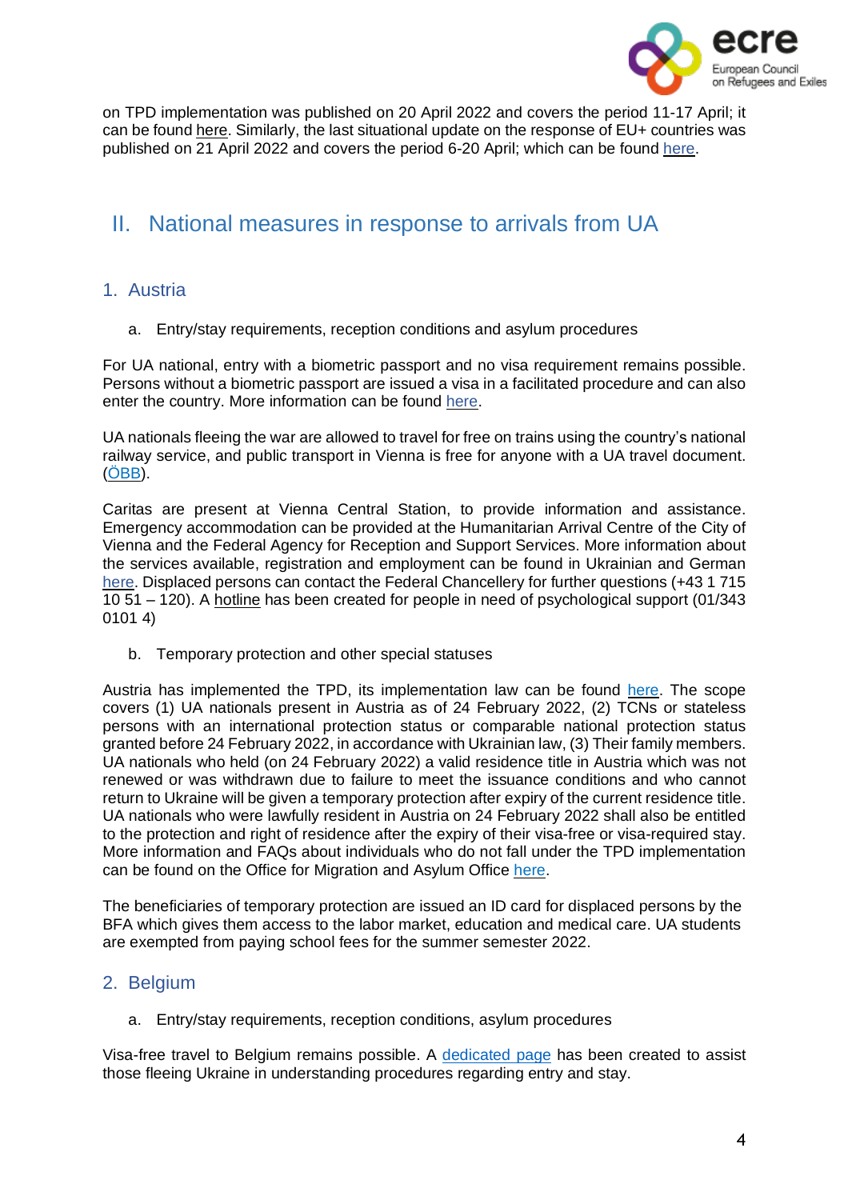on TPD implementation was published on 20 April 2022 and covers the period 11-17 April; it can be found here. Similarly, the last situational update on the response of EU+ countries was published on 21 April 2022 and covers the period 6-20 April; which can be found here.

## II. National measures in response to arrivals from UA

### 1. Austria

#### a. Entry/stay requirements, reception conditions and asylum procedures

For UA national, entry with a biometric passport and no visa requirement remains possible. Persons without a biometric passport are issued a visa in a facilitated procedure and can also enter the country. More information can be found here.

UA nationals fleeing the war are allowed to travel for free on trains using the country's national railway service, and public transport in Vienna is free for anyone with a UA travel document. (ÖBB).

Caritas are present at Vienna Central Station, to provide information and assistance. Emergency accommodation can be provided at the Humanitarian Arrival Centre of the City of Vienna and the Federal Agency for Reception and Support Services. More information about the services available, registration and employment can be found in Ukrainian and German here. Displaced persons can contact the Federal Chancellery for further questions (+43 1 715 10 51 – 120). A hotline has been created for people in need of psychological support (01/343 0101 4)

#### b. Temporary protection and other special statuses

Austria has implemented the TPD, its implementation law can be found here. The scope covers (1) UA nationals present in Austria as of 24 February 2022, (2) TCNs or stateless persons with an international protection status or comparable national protection status granted before 24 February 2022, in accordance with Ukrainian law, (3) Their family members. UA nationals who held (on 24 February 2022) a valid residence title in Austria which was not renewed or was withdrawn due to failure to meet the issuance conditions and who cannot return to Ukraine will be given a temporary protection after expiry of the current residence title. UA nationals who were lawfully resident in Austria on 24 February 2022 shall also be entitled to the protection and right of residence after the expiry of their visa-free or visa-required stay. More information and FAQs about individuals who do not fall under the TPD implementation can be found on the Office for Migration and Asylum Office here.

The beneficiaries of temporary protection are issued an ID card for displaced persons by the BFA which gives them access to the labor market, education and medical care. UA students are exempted from paying school fees for the summer semester 2022.

### 2. Belgium

#### a. Entry/stay requirements, reception conditions, asylum procedures

Visa-free travel to Belgium remains possible. A dedicated page has been created to assist those fleeing Ukraine in understanding procedures regarding entry and stay.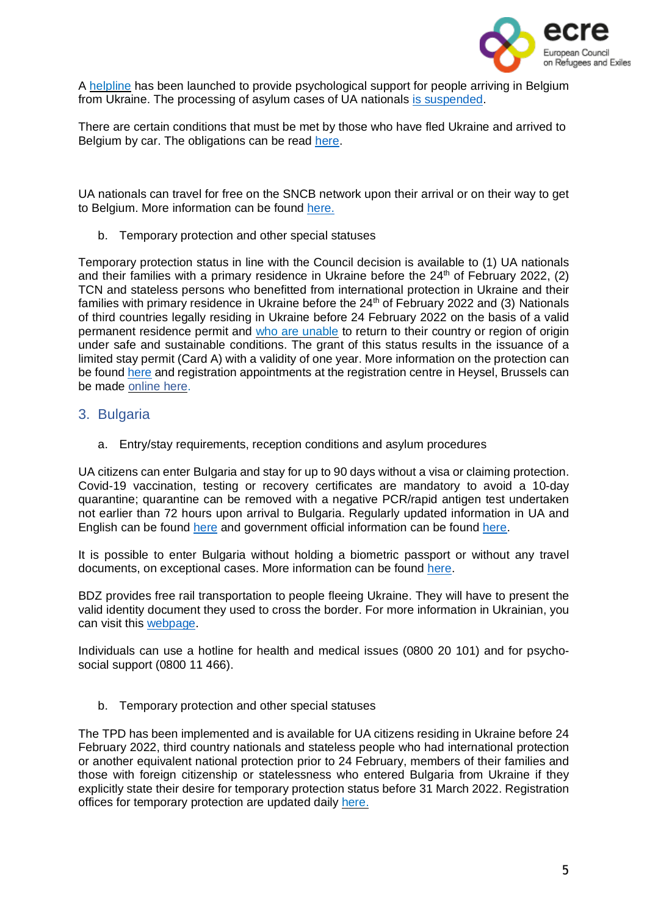A [helpline](#) has been launched to provide psychological support for people arriving in Belgium from Ukraine. The processing of asylum cases of UA nationals [is suspended](#).

There are certain conditions that must be met by those who have fled Ukraine and arrived to Belgium by car. The obligations can be read [here](#).

UA nationals can travel for free on the SNCB network upon their arrival or on their way to get to Belgium. More information can be found [here.](#)

b. Temporary protection and other special statuses

Temporary protection status in line with the Council decision is available to (1) UA nationals and their families with a primary residence in Ukraine before the 24th of February 2022, (2) TCN and stateless persons who benefitted from international protection in Ukraine and their families with primary residence in Ukraine before the 24th of February 2022 and (3) Nationals of third countries legally residing in Ukraine before 24 February 2022 on the basis of a valid permanent residence permit and [who are unable](#) to return to their country or region of origin under safe and sustainable conditions. The grant of this status results in the issuance of a limited stay permit (Card A) with a validity of one year. More information on the protection can be found [here](#) and registration appointments at the registration centre in Heysel, Brussels can be made [online here](#).

## 3. Bulgaria

a. Entry/stay requirements, reception conditions and asylum procedures

UA citizens can enter Bulgaria and stay for up to 90 days without a visa or claiming protection. Covid-19 vaccination, testing or recovery certificates are mandatory to avoid a 10-day quarantine; quarantine can be removed with a negative PCR/rapid antigen test undertaken not earlier than 72 hours upon arrival to Bulgaria. Regularly updated information in UA and English can be found [here](#) and government official information can be found [here](#).

It is possible to enter Bulgaria without holding a biometric passport or without any travel documents, on exceptional cases. More information can be found [here](#).

BDZ provides free rail transportation to people fleeing Ukraine. They will have to present the valid identity document they used to cross the border. For more information in Ukrainian, you can visit this [webpage](#).

Individuals can use a hotline for health and medical issues (0800 20 101) and for psycho-social support (0800 11 466).

b. Temporary protection and other special statuses

The TPD has been implemented and is available for UA citizens residing in Ukraine before 24 February 2022, third country nationals and stateless people who had international protection or another equivalent national protection prior to 24 February, members of their families and those with foreign citizenship or statelessness who entered Bulgaria from Ukraine if they explicitly state their desire for temporary protection status before 31 March 2022. Registration offices for temporary protection are updated daily [here.](#)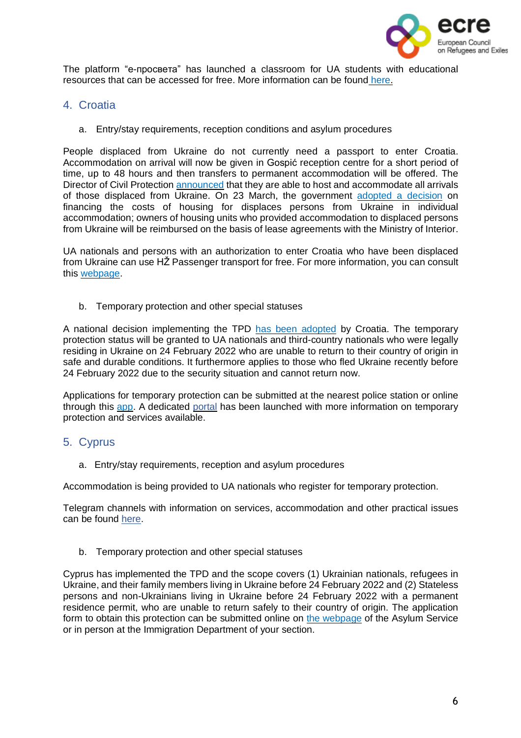The platform "е-просвета" has launched a classroom for UA students with educational resources that can be accessed for free. More information can be found here.

## 4. Croatia

### a. Entry/stay requirements, reception conditions and asylum procedures

People displaced from Ukraine do not currently need a passport to enter Croatia. Accommodation on arrival will now be given in Gospić reception centre for a short period of time, up to 48 hours and then transfers to permanent accommodation will be offered. The Director of Civil Protection announced that they are able to host and accommodate all arrivals of those displaced from Ukraine. On 23 March, the government adopted a decision on financing the costs of housing for displaces persons from Ukraine in individual accommodation; owners of housing units who provided accommodation to displaced persons from Ukraine will be reimbursed on the basis of lease agreements with the Ministry of Interior.

UA nationals and persons with an authorization to enter Croatia who have been displaced from Ukraine can use HŽ Passenger transport for free. For more information, you can consult this webpage.

### b. Temporary protection and other special statuses

A national decision implementing the TPD has been adopted by Croatia. The temporary protection status will be granted to UA nationals and third-country nationals who were legally residing in Ukraine on 24 February 2022 who are unable to return to their country of origin in safe and durable conditions. It furthermore applies to those who fled Ukraine recently before 24 February 2022 due to the security situation and cannot return now.

Applications for temporary protection can be submitted at the nearest police station or online through this app. A dedicated portal has been launched with more information on temporary protection and services available.

## 5. Cyprus

### a. Entry/stay requirements, reception and asylum procedures

Accommodation is being provided to UA nationals who register for temporary protection.

Telegram channels with information on services, accommodation and other practical issues can be found here.

### b. Temporary protection and other special statuses

Cyprus has implemented the TPD and the scope covers (1) Ukrainian nationals, refugees in Ukraine, and their family members living in Ukraine before 24 February 2022 and (2) Stateless persons and non-Ukrainians living in Ukraine before 24 February 2022 with a permanent residence permit, who are unable to return safely to their country of origin. The application form to obtain this protection can be submitted online on the webpage of the Asylum Service or in person at the Immigration Department of your section.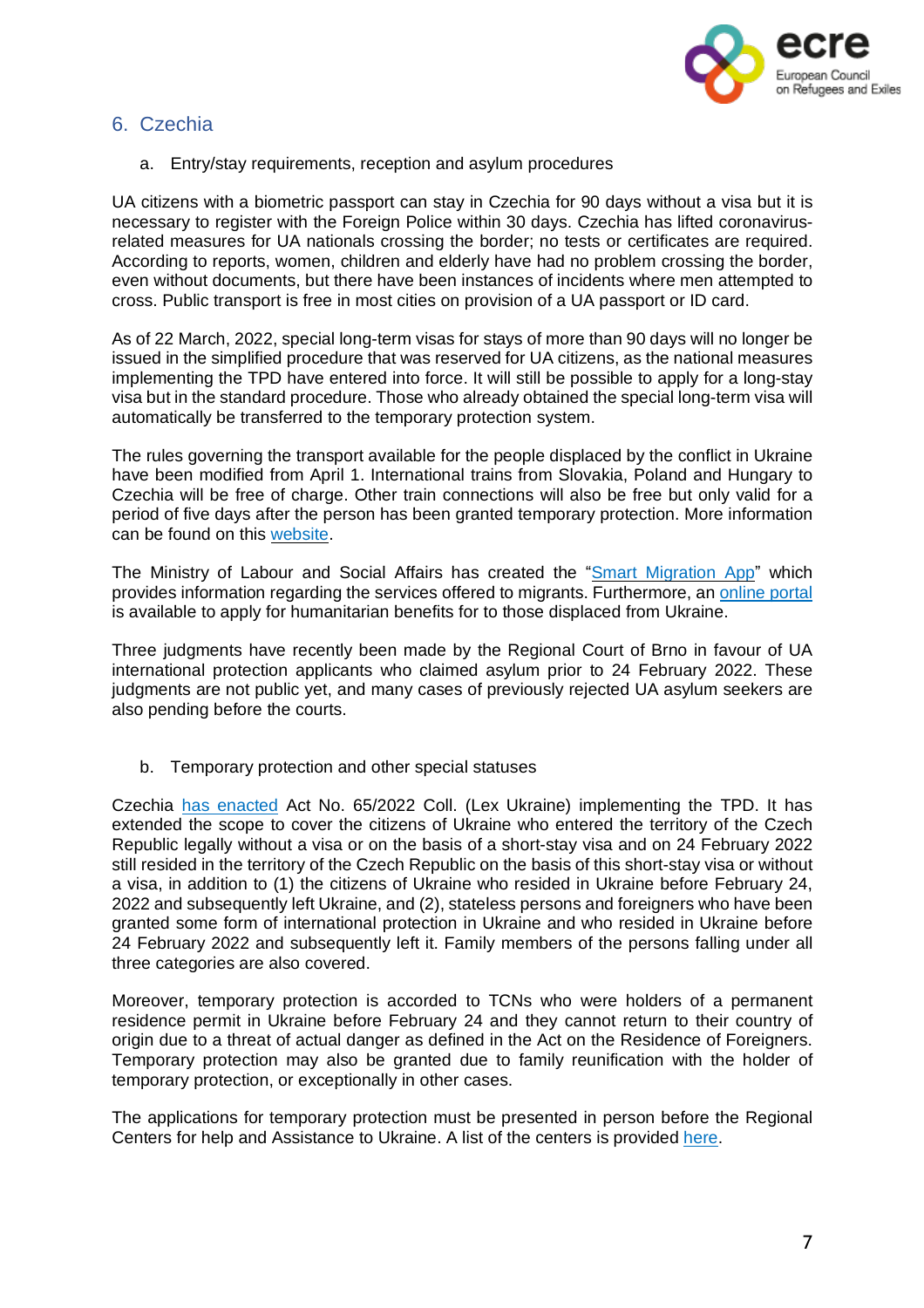## 6. Czechia

### a. Entry/stay requirements, reception and asylum procedures

UA citizens with a biometric passport can stay in Czechia for 90 days without a visa but it is necessary to register with the Foreign Police within 30 days. Czechia has lifted coronavirus-related measures for UA nationals crossing the border; no tests or certificates are required. According to reports, women, children and elderly have had no problem crossing the border, even without documents, but there have been instances of incidents where men attempted to cross. Public transport is free in most cities on provision of a UA passport or ID card.

As of 22 March, 2022, special long-term visas for stays of more than 90 days will no longer be issued in the simplified procedure that was reserved for UA citizens, as the national measures implementing the TPD have entered into force. It will still be possible to apply for a long-stay visa but in the standard procedure. Those who already obtained the special long-term visa will automatically be transferred to the temporary protection system.

The rules governing the transport available for the people displaced by the conflict in Ukraine have been modified from April 1. International trains from Slovakia, Poland and Hungary to Czechia will be free of charge. Other train connections will also be free but only valid for a period of five days after the person has been granted temporary protection. More information can be found on this website.

The Ministry of Labour and Social Affairs has created the "Smart Migration App" which provides information regarding the services offered to migrants. Furthermore, an online portal is available to apply for humanitarian benefits for to those displaced from Ukraine.

Three judgments have recently been made by the Regional Court of Brno in favour of UA international protection applicants who claimed asylum prior to 24 February 2022. These judgments are not public yet, and many cases of previously rejected UA asylum seekers are also pending before the courts.

### b. Temporary protection and other special statuses

Czechia has enacted Act No. 65/2022 Coll. (Lex Ukraine) implementing the TPD. It has extended the scope to cover the citizens of Ukraine who entered the territory of the Czech Republic legally without a visa or on the basis of a short-stay visa and on 24 February 2022 still resided in the territory of the Czech Republic on the basis of this short-stay visa or without a visa, in addition to (1) the citizens of Ukraine who resided in Ukraine before February 24, 2022 and subsequently left Ukraine, and (2), stateless persons and foreigners who have been granted some form of international protection in Ukraine and who resided in Ukraine before 24 February 2022 and subsequently left it. Family members of the persons falling under all three categories are also covered.

Moreover, temporary protection is accorded to TCNs who were holders of a permanent residence permit in Ukraine before February 24 and they cannot return to their country of origin due to a threat of actual danger as defined in the Act on the Residence of Foreigners. Temporary protection may also be granted due to family reunification with the holder of temporary protection, or exceptionally in other cases.

The applications for temporary protection must be presented in person before the Regional Centers for help and Assistance to Ukraine. A list of the centers is provided here.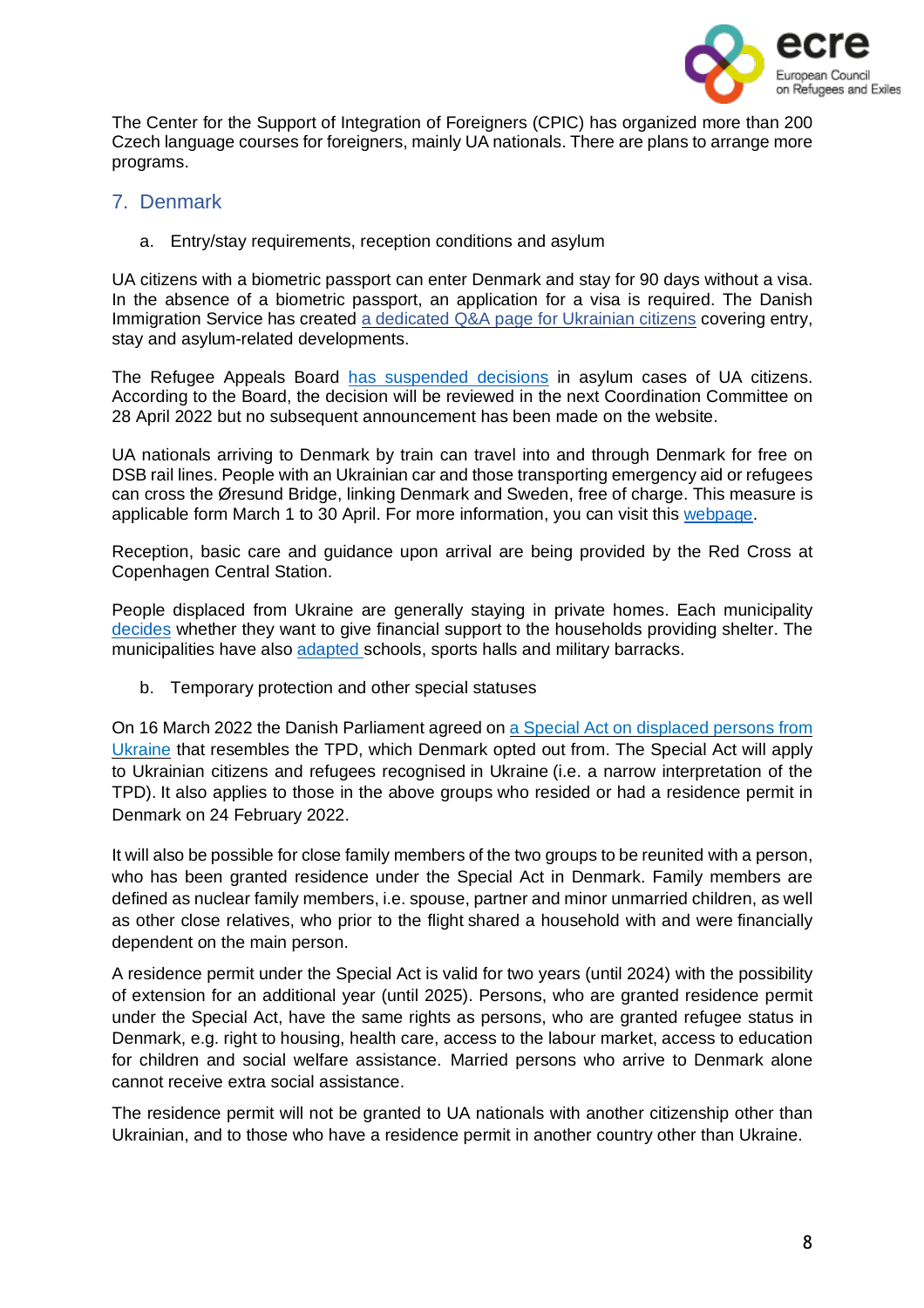The Center for the Support of Integration of Foreigners (CPIC) has organized more than 200 Czech language courses for foreigners, mainly UA nationals. There are plans to arrange more programs.

## 7. Denmark

### a. Entry/stay requirements, reception conditions and asylum

UA citizens with a biometric passport can enter Denmark and stay for 90 days without a visa. In the absence of a biometric passport, an application for a visa is required. The Danish Immigration Service has created a dedicated Q&A page for Ukrainian citizens covering entry, stay and asylum-related developments.

The Refugee Appeals Board has suspended decisions in asylum cases of UA citizens. According to the Board, the decision will be reviewed in the next Coordination Committee on 28 April 2022 but no subsequent announcement has been made on the website.

UA nationals arriving to Denmark by train can travel into and through Denmark for free on DSB rail lines. People with an Ukrainian car and those transporting emergency aid or refugees can cross the Øresund Bridge, linking Denmark and Sweden, free of charge. This measure is applicable form March 1 to 30 April. For more information, you can visit this webpage.

Reception, basic care and guidance upon arrival are being provided by the Red Cross at Copenhagen Central Station.

People displaced from Ukraine are generally staying in private homes. Each municipality decides whether they want to give financial support to the households providing shelter. The municipalities have also adapted schools, sports halls and military barracks.

### b. Temporary protection and other special statuses

On 16 March 2022 the Danish Parliament agreed on a Special Act on displaced persons from Ukraine that resembles the TPD, which Denmark opted out from. The Special Act will apply to Ukrainian citizens and refugees recognised in Ukraine (i.e. a narrow interpretation of the TPD). It also applies to those in the above groups who resided or had a residence permit in Denmark on 24 February 2022.

It will also be possible for close family members of the two groups to be reunited with a person, who has been granted residence under the Special Act in Denmark. Family members are defined as nuclear family members, i.e. spouse, partner and minor unmarried children, as well as other close relatives, who prior to the flight shared a household with and were financially dependent on the main person.

A residence permit under the Special Act is valid for two years (until 2024) with the possibility of extension for an additional year (until 2025). Persons, who are granted residence permit under the Special Act, have the same rights as persons, who are granted refugee status in Denmark, e.g. right to housing, health care, access to the labour market, access to education for children and social welfare assistance. Married persons who arrive to Denmark alone cannot receive extra social assistance.

The residence permit will not be granted to UA nationals with another citizenship other than Ukrainian, and to those who have a residence permit in another country other than Ukraine.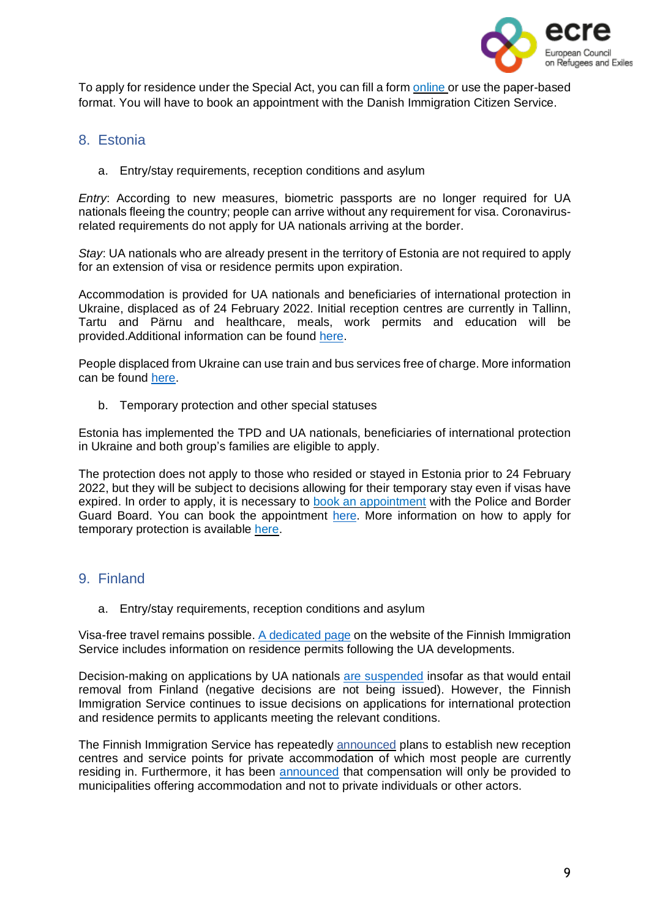To apply for residence under the Special Act, you can fill a form online or use the paper-based format. You will have to book an appointment with the Danish Immigration Citizen Service.

## 8. Estonia

### a. Entry/stay requirements, reception conditions and asylum

*Entry*: According to new measures, biometric passports are no longer required for UA nationals fleeing the country; people can arrive without any requirement for visa. Coronavirus-related requirements do not apply for UA nationals arriving at the border.

*Stay*: UA nationals who are already present in the territory of Estonia are not required to apply for an extension of visa or residence permits upon expiration.

Accommodation is provided for UA nationals and beneficiaries of international protection in Ukraine, displaced as of 24 February 2022. Initial reception centres are currently in Tallinn, Tartu and Pärnu and healthcare, meals, work permits and education will be provided.Additional information can be found here.

People displaced from Ukraine can use train and bus services free of charge. More information can be found here.

### b. Temporary protection and other special statuses

Estonia has implemented the TPD and UA nationals, beneficiaries of international protection in Ukraine and both group's families are eligible to apply.

The protection does not apply to those who resided or stayed in Estonia prior to 24 February 2022, but they will be subject to decisions allowing for their temporary stay even if visas have expired. In order to apply, it is necessary to book an appointment with the Police and Border Guard Board. You can book the appointment here. More information on how to apply for temporary protection is available here.

## 9. Finland

### a. Entry/stay requirements, reception conditions and asylum

Visa-free travel remains possible. A dedicated page on the website of the Finnish Immigration Service includes information on residence permits following the UA developments.

Decision-making on applications by UA nationals are suspended insofar as that would entail removal from Finland (negative decisions are not being issued). However, the Finnish Immigration Service continues to issue decisions on applications for international protection and residence permits to applicants meeting the relevant conditions.

The Finnish Immigration Service has repeatedly announced plans to establish new reception centres and service points for private accommodation of which most people are currently residing in. Furthermore, it has been announced that compensation will only be provided to municipalities offering accommodation and not to private individuals or other actors.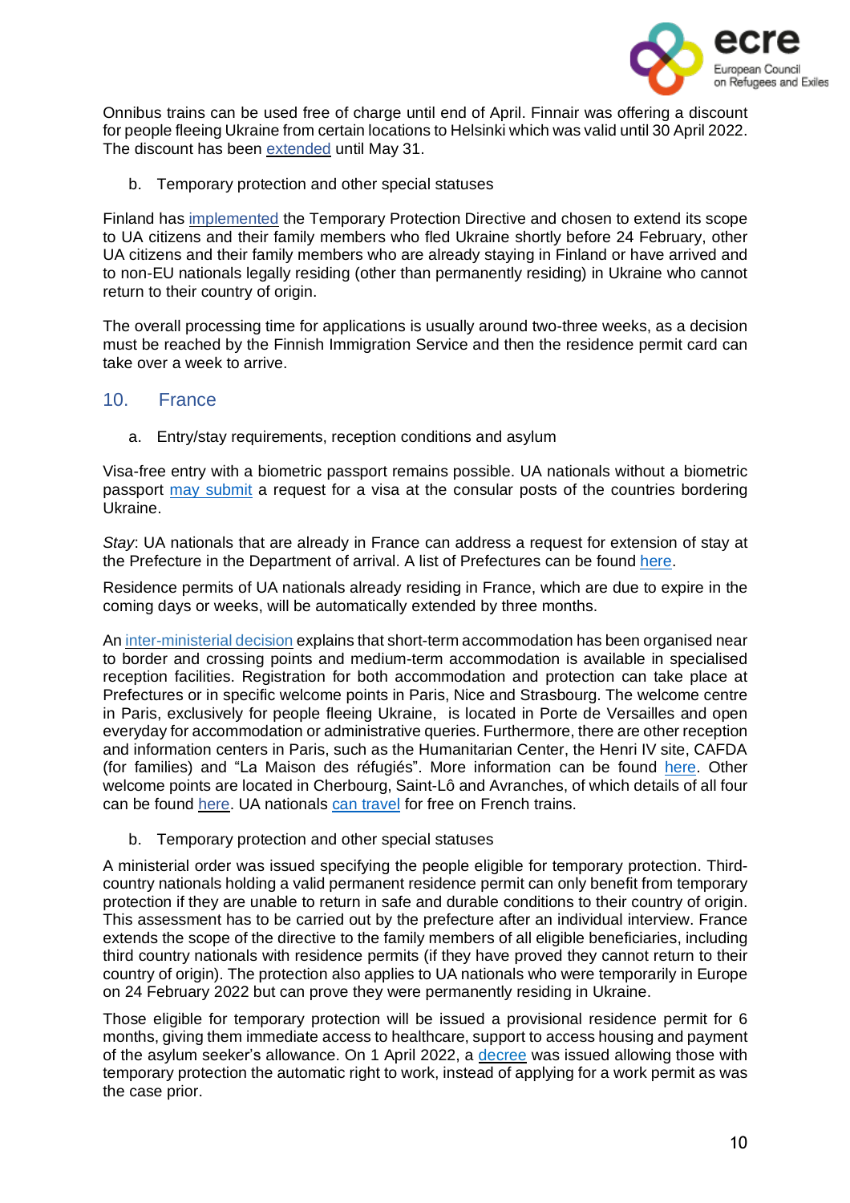Onnibus trains can be used free of charge until end of April. Finnair was offering a discount for people fleeing Ukraine from certain locations to Helsinki which was valid until 30 April 2022. The discount has been extended until May 31.

b. Temporary protection and other special statuses

Finland has implemented the Temporary Protection Directive and chosen to extend its scope to UA citizens and their family members who fled Ukraine shortly before 24 February, other UA citizens and their family members who are already staying in Finland or have arrived and to non-EU nationals legally residing (other than permanently residing) in Ukraine who cannot return to their country of origin.

The overall processing time for applications is usually around two-three weeks, as a decision must be reached by the Finnish Immigration Service and then the residence permit card can take over a week to arrive.

## 10. France

a. Entry/stay requirements, reception conditions and asylum

Visa-free entry with a biometric passport remains possible. UA nationals without a biometric passport may submit a request for a visa at the consular posts of the countries bordering Ukraine.

*Stay*: UA nationals that are already in France can address a request for extension of stay at the Prefecture in the Department of arrival. A list of Prefectures can be found here.

Residence permits of UA nationals already residing in France, which are due to expire in the coming days or weeks, will be automatically extended by three months.

An inter-ministerial decision explains that short-term accommodation has been organised near to border and crossing points and medium-term accommodation is available in specialised reception facilities. Registration for both accommodation and protection can take place at Prefectures or in specific welcome points in Paris, Nice and Strasbourg. The welcome centre in Paris, exclusively for people fleeing Ukraine, is located in Porte de Versailles and open everyday for accommodation or administrative queries. Furthermore, there are other reception and information centers in Paris, such as the Humanitarian Center, the Henri IV site, CAFDA (for families) and "La Maison des réfugiés". More information can be found here. Other welcome points are located in Cherbourg, Saint-Lô and Avranches, of which details of all four can be found here. UA nationals can travel for free on French trains.

b. Temporary protection and other special statuses

A ministerial order was issued specifying the people eligible for temporary protection. Third-country nationals holding a valid permanent residence permit can only benefit from temporary protection if they are unable to return in safe and durable conditions to their country of origin. This assessment has to be carried out by the prefecture after an individual interview. France extends the scope of the directive to the family members of all eligible beneficiaries, including third country nationals with residence permits (if they have proved they cannot return to their country of origin). The protection also applies to UA nationals who were temporarily in Europe on 24 February 2022 but can prove they were permanently residing in Ukraine.

Those eligible for temporary protection will be issued a provisional residence permit for 6 months, giving them immediate access to healthcare, support to access housing and payment of the asylum seeker's allowance. On 1 April 2022, a decree was issued allowing those with temporary protection the automatic right to work, instead of applying for a work permit as was the case prior.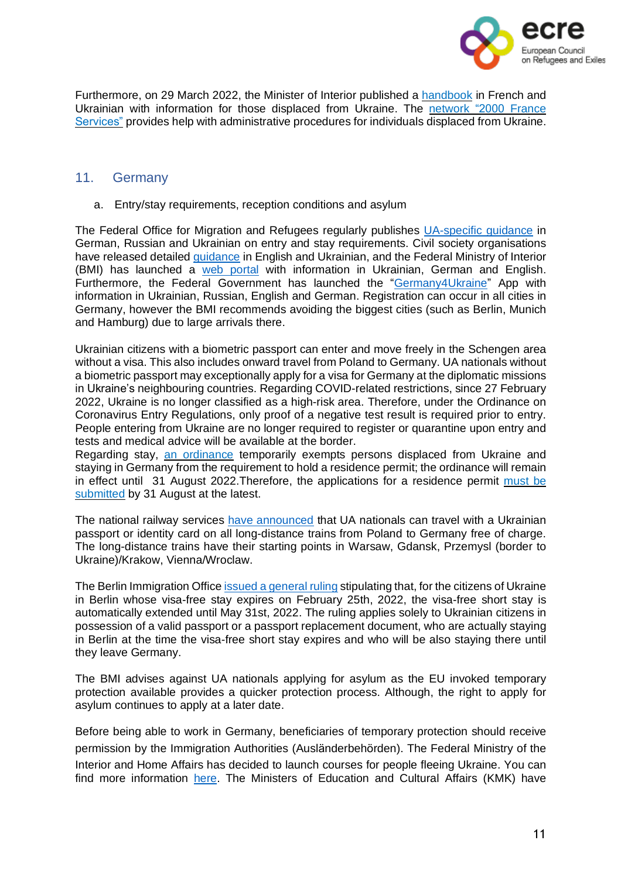Furthermore, on 29 March 2022, the Minister of Interior published a handbook in French and Ukrainian with information for those displaced from Ukraine. The network "2000 France Services" provides help with administrative procedures for individuals displaced from Ukraine.

## 11. Germany

### a. Entry/stay requirements, reception conditions and asylum

The Federal Office for Migration and Refugees regularly publishes UA-specific guidance in German, Russian and Ukrainian on entry and stay requirements. Civil society organisations have released detailed guidance in English and Ukrainian, and the Federal Ministry of Interior (BMI) has launched a web portal with information in Ukrainian, German and English. Furthermore, the Federal Government has launched the "Germany4Ukraine" App with information in Ukrainian, Russian, English and German. Registration can occur in all cities in Germany, however the BMI recommends avoiding the biggest cities (such as Berlin, Munich and Hamburg) due to large arrivals there.

Ukrainian citizens with a biometric passport can enter and move freely in the Schengen area without a visa. This also includes onward travel from Poland to Germany. UA nationals without a biometric passport may exceptionally apply for a visa for Germany at the diplomatic missions in Ukraine's neighbouring countries. Regarding COVID-related restrictions, since 27 February 2022, Ukraine is no longer classified as a high-risk area. Therefore, under the Ordinance on Coronavirus Entry Regulations, only proof of a negative test result is required prior to entry. People entering from Ukraine are no longer required to register or quarantine upon entry and tests and medical advice will be available at the border.
Regarding stay, an ordinance temporarily exempts persons displaced from Ukraine and staying in Germany from the requirement to hold a residence permit; the ordinance will remain in effect until 31 August 2022.Therefore, the applications for a residence permit must be submitted by 31 August at the latest.

The national railway services have announced that UA nationals can travel with a Ukrainian passport or identity card on all long-distance trains from Poland to Germany free of charge. The long-distance trains have their starting points in Warsaw, Gdansk, Przemysl (border to Ukraine)/Krakow, Vienna/Wroclaw.

The Berlin Immigration Office issued a general ruling stipulating that, for the citizens of Ukraine in Berlin whose visa-free stay expires on February 25th, 2022, the visa-free short stay is automatically extended until May 31st, 2022. The ruling applies solely to Ukrainian citizens in possession of a valid passport or a passport replacement document, who are actually staying in Berlin at the time the visa-free short stay expires and who will be also staying there until they leave Germany.

The BMI advises against UA nationals applying for asylum as the EU invoked temporary protection available provides a quicker protection process. Although, the right to apply for asylum continues to apply at a later date.

Before being able to work in Germany, beneficiaries of temporary protection should receive permission by the Immigration Authorities (Ausländerbehörden). The Federal Ministry of the Interior and Home Affairs has decided to launch courses for people fleeing Ukraine. You can find more information here. The Ministers of Education and Cultural Affairs (KMK) have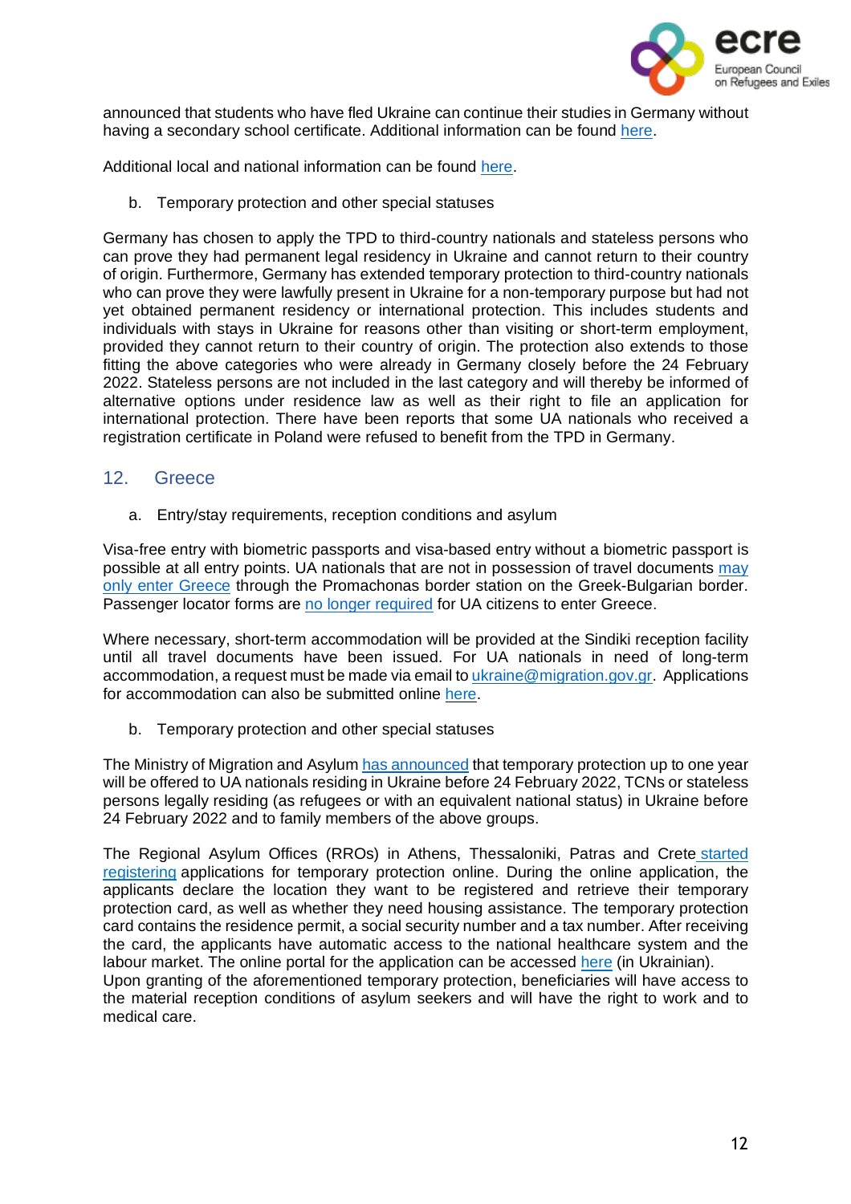announced that students who have fled Ukraine can continue their studies in Germany without having a secondary school certificate. Additional information can be found [here](#).

Additional local and national information can be found [here](#).

b. Temporary protection and other special statuses

Germany has chosen to apply the TPD to third-country nationals and stateless persons who can prove they had permanent legal residency in Ukraine and cannot return to their country of origin. Furthermore, Germany has extended temporary protection to third-country nationals who can prove they were lawfully present in Ukraine for a non-temporary purpose but had not yet obtained permanent residency or international protection. This includes students and individuals with stays in Ukraine for reasons other than visiting or short-term employment, provided they cannot return to their country of origin. The protection also extends to those fitting the above categories who were already in Germany closely before the 24 February 2022. Stateless persons are not included in the last category and will thereby be informed of alternative options under residence law as well as their right to file an application for international protection. There have been reports that some UA nationals who received a registration certificate in Poland were refused to benefit from the TPD in Germany.

## 12. Greece

a. Entry/stay requirements, reception conditions and asylum

Visa-free entry with biometric passports and visa-based entry without a biometric passport is possible at all entry points. UA nationals that are not in possession of travel documents [may only enter Greece](#) through the Promachonas border station on the Greek-Bulgarian border. Passenger locator forms are [no longer required](#) for UA citizens to enter Greece.

Where necessary, short-term accommodation will be provided at the Sindiki reception facility until all travel documents have been issued. For UA nationals in need of long-term accommodation, a request must be made via email to [ukraine@migration.gov.gr](mailto:ukraine@migration.gov.gr). Applications for accommodation can also be submitted online [here](#).

b. Temporary protection and other special statuses

The Ministry of Migration and Asylum [has announced](#) that temporary protection up to one year will be offered to UA nationals residing in Ukraine before 24 February 2022, TCNs or stateless persons legally residing (as refugees or with an equivalent national status) in Ukraine before 24 February 2022 and to family members of the above groups.

The Regional Asylum Offices (RROs) in Athens, Thessaloniki, Patras and Crete [started registering](#) applications for temporary protection online. During the online application, the applicants declare the location they want to be registered and retrieve their temporary protection card, as well as whether they need housing assistance. The temporary protection card contains the residence permit, a social security number and a tax number. After receiving the card, the applicants have automatic access to the national healthcare system and the labour market. The online portal for the application can be accessed [here](#) (in Ukrainian).
Upon granting of the aforementioned temporary protection, beneficiaries will have access to the material reception conditions of asylum seekers and will have the right to work and to medical care.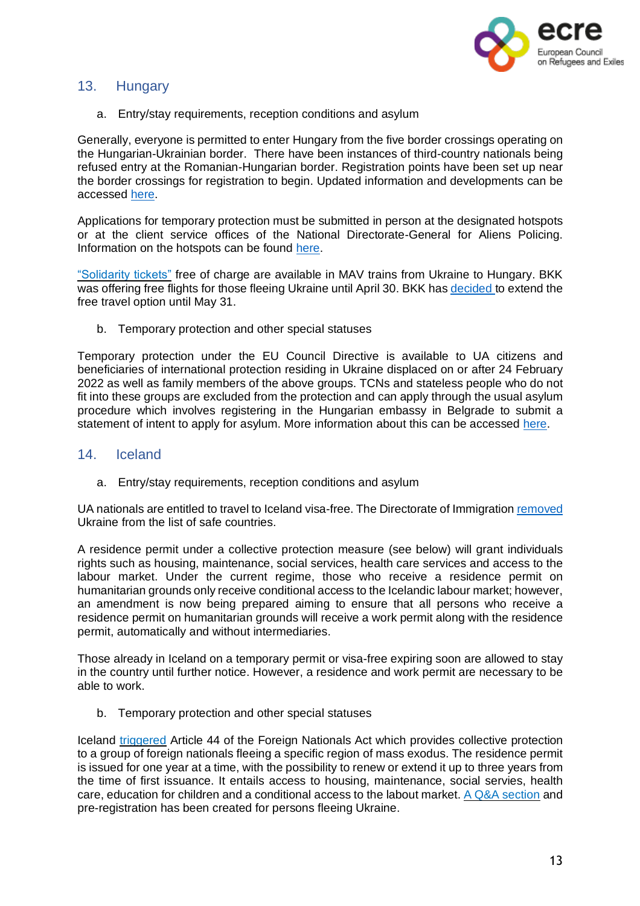## 13. Hungary

a. Entry/stay requirements, reception conditions and asylum

Generally, everyone is permitted to enter Hungary from the five border crossings operating on the Hungarian-Ukrainian border. There have been instances of third-country nationals being refused entry at the Romanian-Hungarian border. Registration points have been set up near the border crossings for registration to begin. Updated information and developments can be accessed [here](#).

Applications for temporary protection must be submitted in person at the designated hotspots or at the client service offices of the National Directorate-General for Aliens Policing. Information on the hotspots can be found [here](#).

["Solidarity tickets"](#) free of charge are available in MAV trains from Ukraine to Hungary. BKK was offering free flights for those fleeing Ukraine until April 30. BKK has [decided](#) to extend the free travel option until May 31.

b. Temporary protection and other special statuses

Temporary protection under the EU Council Directive is available to UA citizens and beneficiaries of international protection residing in Ukraine displaced on or after 24 February 2022 as well as family members of the above groups. TCNs and stateless people who do not fit into these groups are excluded from the protection and can apply through the usual asylum procedure which involves registering in the Hungarian embassy in Belgrade to submit a statement of intent to apply for asylum. More information about this can be accessed [here](#).

## 14. Iceland

a. Entry/stay requirements, reception conditions and asylum

UA nationals are entitled to travel to Iceland visa-free. The Directorate of Immigration [removed](#) Ukraine from the list of safe countries.

A residence permit under a collective protection measure (see below) will grant individuals rights such as housing, maintenance, social services, health care services and access to the labour market. Under the current regime, those who receive a residence permit on humanitarian grounds only receive conditional access to the Icelandic labour market; however, an amendment is now being prepared aiming to ensure that all persons who receive a residence permit on humanitarian grounds will receive a work permit along with the residence permit, automatically and without intermediaries.

Those already in Iceland on a temporary permit or visa-free expiring soon are allowed to stay in the country until further notice. However, a residence and work permit are necessary to be able to work.

b. Temporary protection and other special statuses

Iceland [triggered](#) Article 44 of the Foreign Nationals Act which provides collective protection to a group of foreign nationals fleeing a specific region of mass exodus. The residence permit is issued for one year at a time, with the possibility to renew or extend it up to three years from the time of first issuance. It entails access to housing, maintenance, social servies, health care, education for children and a conditional access to the labout market. [A Q&A section](#) and pre-registration has been created for persons fleeing Ukraine.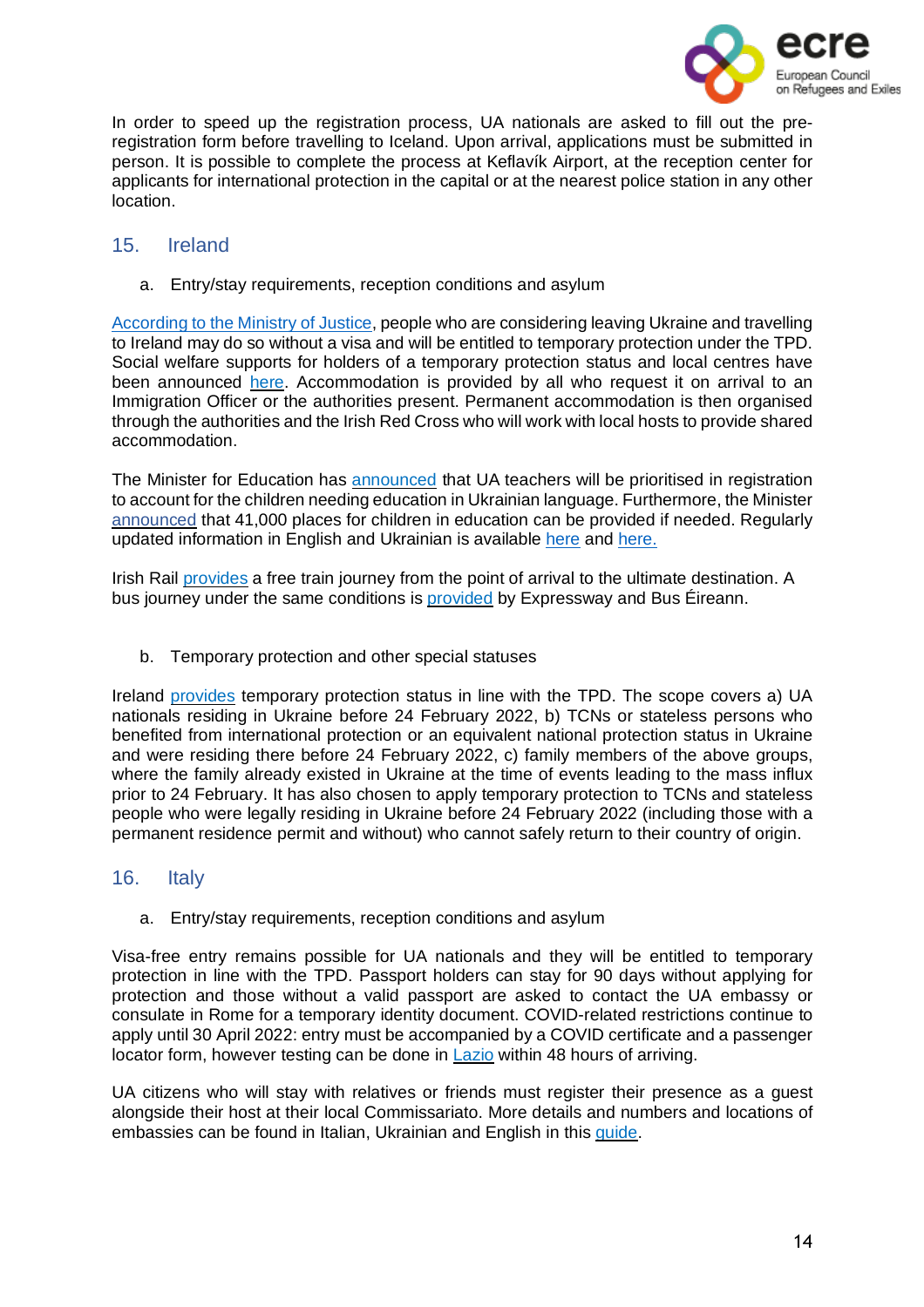In order to speed up the registration process, UA nationals are asked to fill out the pre-registration form before travelling to Iceland. Upon arrival, applications must be submitted in person. It is possible to complete the process at Keflavík Airport, at the reception center for applicants for international protection in the capital or at the nearest police station in any other location.

## 15. Ireland

a. Entry/stay requirements, reception conditions and asylum

According to the Ministry of Justice, people who are considering leaving Ukraine and travelling to Ireland may do so without a visa and will be entitled to temporary protection under the TPD. Social welfare supports for holders of a temporary protection status and local centres have been announced here. Accommodation is provided by all who request it on arrival to an Immigration Officer or the authorities present. Permanent accommodation is then organised through the authorities and the Irish Red Cross who will work with local hosts to provide shared accommodation.

The Minister for Education has announced that UA teachers will be prioritised in registration to account for the children needing education in Ukrainian language. Furthermore, the Minister announced that 41,000 places for children in education can be provided if needed. Regularly updated information in English and Ukrainian is available here and here.

Irish Rail provides a free train journey from the point of arrival to the ultimate destination. A bus journey under the same conditions is provided by Expressway and Bus Éireann.

b. Temporary protection and other special statuses

Ireland provides temporary protection status in line with the TPD. The scope covers a) UA nationals residing in Ukraine before 24 February 2022, b) TCNs or stateless persons who benefited from international protection or an equivalent national protection status in Ukraine and were residing there before 24 February 2022, c) family members of the above groups, where the family already existed in Ukraine at the time of events leading to the mass influx prior to 24 February. It has also chosen to apply temporary protection to TCNs and stateless people who were legally residing in Ukraine before 24 February 2022 (including those with a permanent residence permit and without) who cannot safely return to their country of origin.

## 16. Italy

a. Entry/stay requirements, reception conditions and asylum

Visa-free entry remains possible for UA nationals and they will be entitled to temporary protection in line with the TPD. Passport holders can stay for 90 days without applying for protection and those without a valid passport are asked to contact the UA embassy or consulate in Rome for a temporary identity document. COVID-related restrictions continue to apply until 30 April 2022: entry must be accompanied by a COVID certificate and a passenger locator form, however testing can be done in Lazio within 48 hours of arriving.

UA citizens who will stay with relatives or friends must register their presence as a guest alongside their host at their local Commissariato. More details and numbers and locations of embassies can be found in Italian, Ukrainian and English in this guide.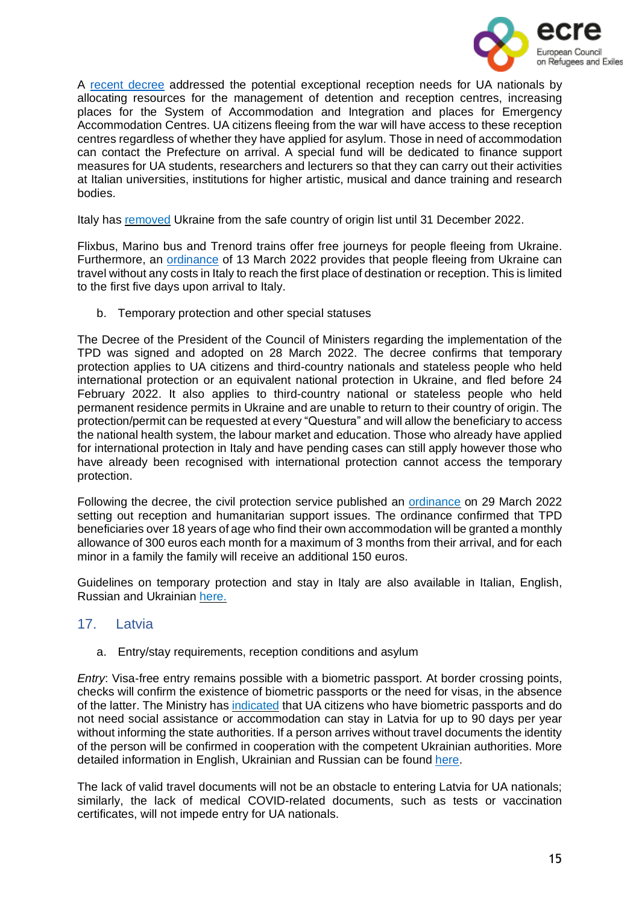A recent decree addressed the potential exceptional reception needs for UA nationals by allocating resources for the management of detention and reception centres, increasing places for the System of Accommodation and Integration and places for Emergency Accommodation Centres. UA citizens fleeing from the war will have access to these reception centres regardless of whether they have applied for asylum. Those in need of accommodation can contact the Prefecture on arrival. A special fund will be dedicated to finance support measures for UA students, researchers and lecturers so that they can carry out their activities at Italian universities, institutions for higher artistic, musical and dance training and research bodies.

Italy has removed Ukraine from the safe country of origin list until 31 December 2022.

Flixbus, Marino bus and Trenord trains offer free journeys for people fleeing from Ukraine. Furthermore, an ordinance of 13 March 2022 provides that people fleeing from Ukraine can travel without any costs in Italy to reach the first place of destination or reception. This is limited to the first five days upon arrival to Italy.

b. Temporary protection and other special statuses

The Decree of the President of the Council of Ministers regarding the implementation of the TPD was signed and adopted on 28 March 2022. The decree confirms that temporary protection applies to UA citizens and third-country nationals and stateless people who held international protection or an equivalent national protection in Ukraine, and fled before 24 February 2022. It also applies to third-country national or stateless people who held permanent residence permits in Ukraine and are unable to return to their country of origin. The protection/permit can be requested at every "Questura" and will allow the beneficiary to access the national health system, the labour market and education. Those who already have applied for international protection in Italy and have pending cases can still apply however those who have already been recognised with international protection cannot access the temporary protection.

Following the decree, the civil protection service published an ordinance on 29 March 2022 setting out reception and humanitarian support issues. The ordinance confirmed that TPD beneficiaries over 18 years of age who find their own accommodation will be granted a monthly allowance of 300 euros each month for a maximum of 3 months from their arrival, and for each minor in a family the family will receive an additional 150 euros.

Guidelines on temporary protection and stay in Italy are also available in Italian, English, Russian and Ukrainian here.

## 17. Latvia

a. Entry/stay requirements, reception conditions and asylum

*Entry*: Visa-free entry remains possible with a biometric passport. At border crossing points, checks will confirm the existence of biometric passports or the need for visas, in the absence of the latter. The Ministry has indicated that UA citizens who have biometric passports and do not need social assistance or accommodation can stay in Latvia for up to 90 days per year without informing the state authorities. If a person arrives without travel documents the identity of the person will be confirmed in cooperation with the competent Ukrainian authorities. More detailed information in English, Ukrainian and Russian can be found here.

The lack of valid travel documents will not be an obstacle to entering Latvia for UA nationals; similarly, the lack of medical COVID-related documents, such as tests or vaccination certificates, will not impede entry for UA nationals.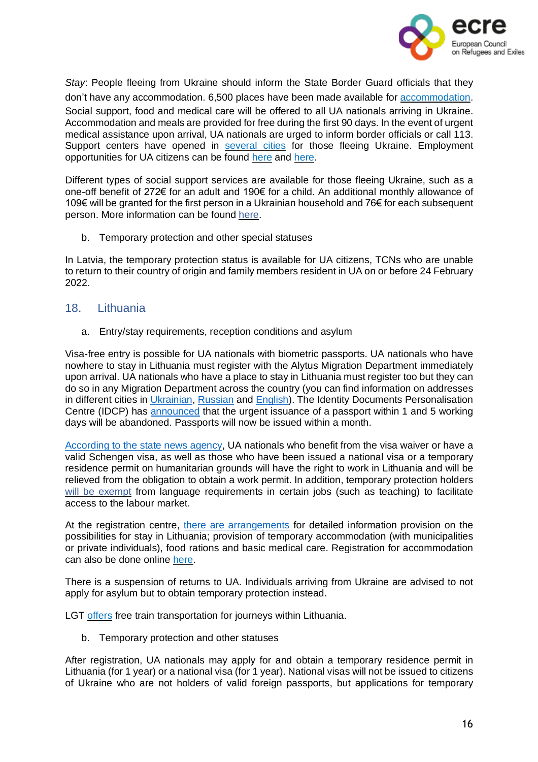*Stay*: People fleeing from Ukraine should inform the State Border Guard officials that they don't have any accommodation. 6,500 places have been made available for accommodation. Social support, food and medical care will be offered to all UA nationals arriving in Ukraine. Accommodation and meals are provided for free during the first 90 days. In the event of urgent medical assistance upon arrival, UA nationals are urged to inform border officials or call 113. Support centers have opened in several cities for those fleeing Ukraine. Employment opportunities for UA citizens can be found here and here.

Different types of social support services are available for those fleeing Ukraine, such as a one-off benefit of 272€ for an adult and 190€ for a child. An additional monthly allowance of 109€ will be granted for the first person in a Ukrainian household and 76€ for each subsequent person. More information can be found here.

b. Temporary protection and other special statuses

In Latvia, the temporary protection status is available for UA citizens, TCNs who are unable to return to their country of origin and family members resident in UA on or before 24 February 2022.

## 18. Lithuania

a. Entry/stay requirements, reception conditions and asylum

Visa-free entry is possible for UA nationals with biometric passports. UA nationals who have nowhere to stay in Lithuania must register with the Alytus Migration Department immediately upon arrival. UA nationals who have a place to stay in Lithuania must register too but they can do so in any Migration Department across the country (you can find information on addresses in different cities in Ukrainian, Russian and English). The Identity Documents Personalisation Centre (IDCP) has announced that the urgent issuance of a passport within 1 and 5 working days will be abandoned. Passports will now be issued within a month.

According to the state news agency, UA nationals who benefit from the visa waiver or have a valid Schengen visa, as well as those who have been issued a national visa or a temporary residence permit on humanitarian grounds will have the right to work in Lithuania and will be relieved from the obligation to obtain a work permit. In addition, temporary protection holders will be exempt from language requirements in certain jobs (such as teaching) to facilitate access to the labour market.

At the registration centre, there are arrangements for detailed information provision on the possibilities for stay in Lithuania; provision of temporary accommodation (with municipalities or private individuals), food rations and basic medical care. Registration for accommodation can also be done online here.

There is a suspension of returns to UA. Individuals arriving from Ukraine are advised to not apply for asylum but to obtain temporary protection instead.

LGT offers free train transportation for journeys within Lithuania.

b. Temporary protection and other statuses

After registration, UA nationals may apply for and obtain a temporary residence permit in Lithuania (for 1 year) or a national visa (for 1 year). National visas will not be issued to citizens of Ukraine who are not holders of valid foreign passports, but applications for temporary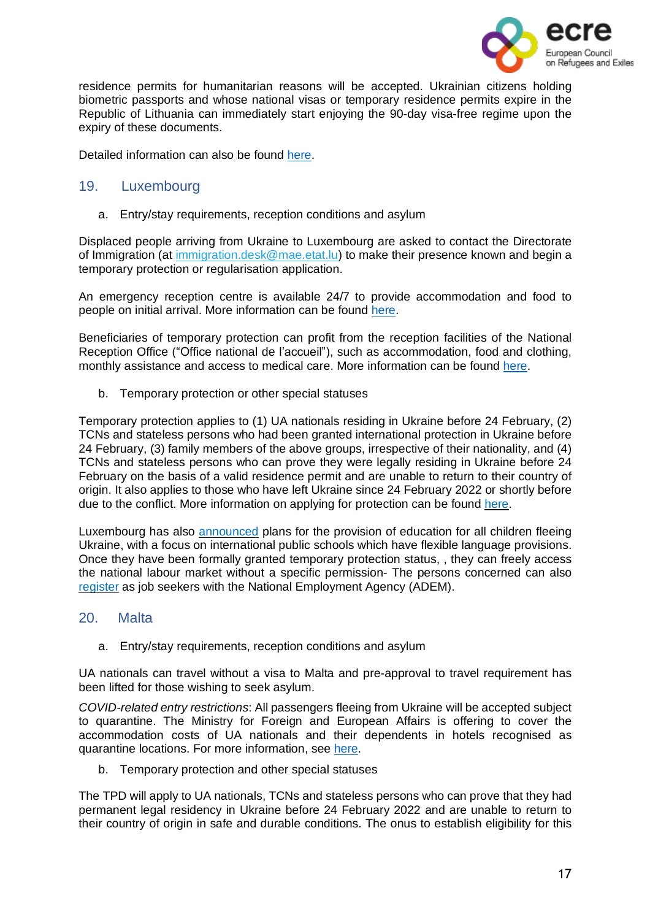residence permits for humanitarian reasons will be accepted. Ukrainian citizens holding biometric passports and whose national visas or temporary residence permits expire in the Republic of Lithuania can immediately start enjoying the 90-day visa-free regime upon the expiry of these documents.

Detailed information can also be found here.

## 19. Luxembourg

a. Entry/stay requirements, reception conditions and asylum

Displaced people arriving from Ukraine to Luxembourg are asked to contact the Directorate of Immigration (at immigration.desk@mae.etat.lu) to make their presence known and begin a temporary protection or regularisation application.

An emergency reception centre is available 24/7 to provide accommodation and food to people on initial arrival. More information can be found here.

Beneficiaries of temporary protection can profit from the reception facilities of the National Reception Office ("Office national de l'accueil"), such as accommodation, food and clothing, monthly assistance and access to medical care. More information can be found here.

b. Temporary protection or other special statuses

Temporary protection applies to (1) UA nationals residing in Ukraine before 24 February, (2) TCNs and stateless persons who had been granted international protection in Ukraine before 24 February, (3) family members of the above groups, irrespective of their nationality, and (4) TCNs and stateless persons who can prove they were legally residing in Ukraine before 24 February on the basis of a valid residence permit and are unable to return to their country of origin. It also applies to those who have left Ukraine since 24 February 2022 or shortly before due to the conflict. More information on applying for protection can be found here.

Luxembourg has also announced plans for the provision of education for all children fleeing Ukraine, with a focus on international public schools which have flexible language provisions. Once they have been formally granted temporary protection status, , they can freely access the national labour market without a specific permission- The persons concerned can also register as job seekers with the National Employment Agency (ADEM).

## 20. Malta

a. Entry/stay requirements, reception conditions and asylum

UA nationals can travel without a visa to Malta and pre-approval to travel requirement has been lifted for those wishing to seek asylum.

*COVID-related entry restrictions*: All passengers fleeing from Ukraine will be accepted subject to quarantine. The Ministry for Foreign and European Affairs is offering to cover the accommodation costs of UA nationals and their dependents in hotels recognised as quarantine locations. For more information, see here.

b. Temporary protection and other special statuses

The TPD will apply to UA nationals, TCNs and stateless persons who can prove that they had permanent legal residency in Ukraine before 24 February 2022 and are unable to return to their country of origin in safe and durable conditions. The onus to establish eligibility for this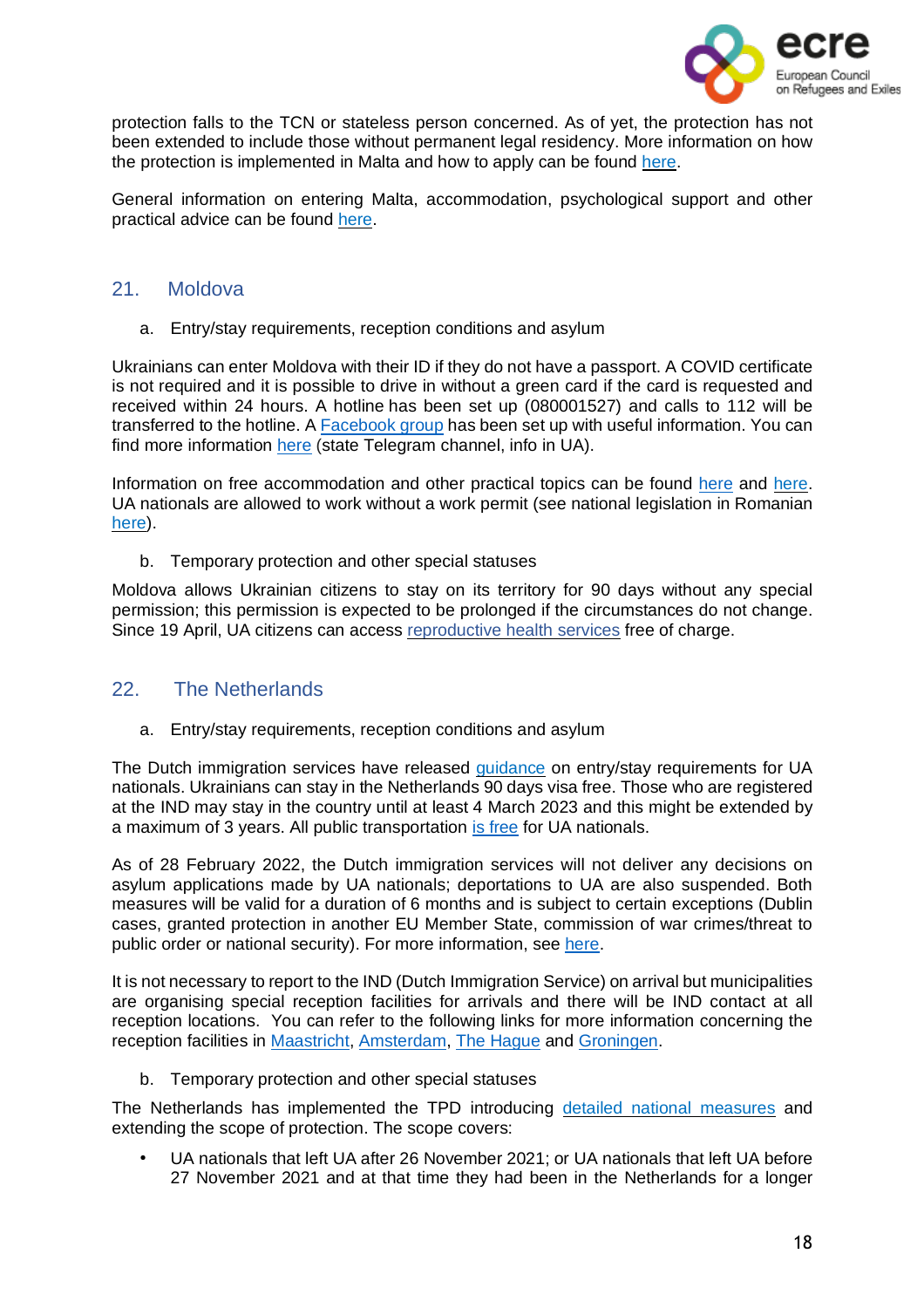protection falls to the TCN or stateless person concerned. As of yet, the protection has not been extended to include those without permanent legal residency. More information on how the protection is implemented in Malta and how to apply can be found here.

General information on entering Malta, accommodation, psychological support and other practical advice can be found here.

## 21. Moldova

### a. Entry/stay requirements, reception conditions and asylum

Ukrainians can enter Moldova with their ID if they do not have a passport. A COVID certificate is not required and it is possible to drive in without a green card if the card is requested and received within 24 hours. A hotline has been set up (080001527) and calls to 112 will be transferred to the hotline. A Facebook group has been set up with useful information. You can find more information here (state Telegram channel, info in UA).

Information on free accommodation and other practical topics can be found here and here. UA nationals are allowed to work without a work permit (see national legislation in Romanian here).

### b. Temporary protection and other special statuses

Moldova allows Ukrainian citizens to stay on its territory for 90 days without any special permission; this permission is expected to be prolonged if the circumstances do not change. Since 19 April, UA citizens can access reproductive health services free of charge.

## 22. The Netherlands

### a. Entry/stay requirements, reception conditions and asylum

The Dutch immigration services have released guidance on entry/stay requirements for UA nationals. Ukrainians can stay in the Netherlands 90 days visa free. Those who are registered at the IND may stay in the country until at least 4 March 2023 and this might be extended by a maximum of 3 years. All public transportation is free for UA nationals.

As of 28 February 2022, the Dutch immigration services will not deliver any decisions on asylum applications made by UA nationals; deportations to UA are also suspended. Both measures will be valid for a duration of 6 months and is subject to certain exceptions (Dublin cases, granted protection in another EU Member State, commission of war crimes/threat to public order or national security). For more information, see here.

It is not necessary to report to the IND (Dutch Immigration Service) on arrival but municipalities are organising special reception facilities for arrivals and there will be IND contact at all reception locations. You can refer to the following links for more information concerning the reception facilities in Maastricht, Amsterdam, The Hague and Groningen.

### b. Temporary protection and other special statuses

The Netherlands has implemented the TPD introducing detailed national measures and extending the scope of protection. The scope covers:

- UA nationals that left UA after 26 November 2021; or UA nationals that left UA before 27 November 2021 and at that time they had been in the Netherlands for a longer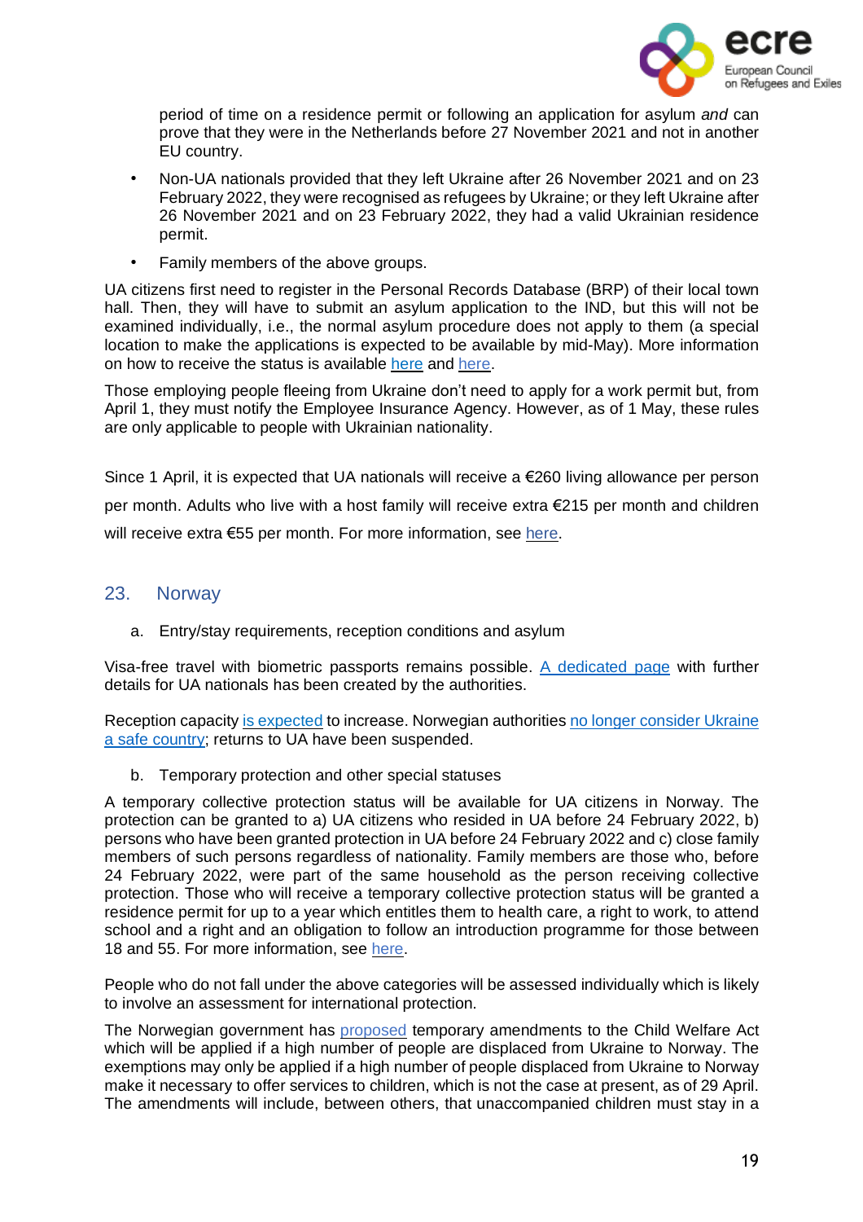period of time on a residence permit or following an application for asylum *and* can prove that they were in the Netherlands before 27 November 2021 and not in another EU country.

- Non-UA nationals provided that they left Ukraine after 26 November 2021 and on 23 February 2022, they were recognised as refugees by Ukraine; or they left Ukraine after 26 November 2021 and on 23 February 2022, they had a valid Ukrainian residence permit.
- Family members of the above groups.

UA citizens first need to register in the Personal Records Database (BRP) of their local town hall. Then, they will have to submit an asylum application to the IND, but this will not be examined individually, i.e., the normal asylum procedure does not apply to them (a special location to make the applications is expected to be available by mid-May). More information on how to receive the status is available here and here.

Those employing people fleeing from Ukraine don't need to apply for a work permit but, from April 1, they must notify the Employee Insurance Agency. However, as of 1 May, these rules are only applicable to people with Ukrainian nationality.

Since 1 April, it is expected that UA nationals will receive a €260 living allowance per person per month. Adults who live with a host family will receive extra €215 per month and children will receive extra €55 per month. For more information, see here.

## 23. Norway

a. Entry/stay requirements, reception conditions and asylum

Visa-free travel with biometric passports remains possible. A dedicated page with further details for UA nationals has been created by the authorities.

Reception capacity is expected to increase. Norwegian authorities no longer consider Ukraine a safe country; returns to UA have been suspended.

b. Temporary protection and other special statuses

A temporary collective protection status will be available for UA citizens in Norway. The protection can be granted to a) UA citizens who resided in UA before 24 February 2022, b) persons who have been granted protection in UA before 24 February 2022 and c) close family members of such persons regardless of nationality. Family members are those who, before 24 February 2022, were part of the same household as the person receiving collective protection. Those who will receive a temporary collective protection status will be granted a residence permit for up to a year which entitles them to health care, a right to work, to attend school and a right and an obligation to follow an introduction programme for those between 18 and 55. For more information, see here.

People who do not fall under the above categories will be assessed individually which is likely to involve an assessment for international protection.

The Norwegian government has proposed temporary amendments to the Child Welfare Act which will be applied if a high number of people are displaced from Ukraine to Norway. The exemptions may only be applied if a high number of people displaced from Ukraine to Norway make it necessary to offer services to children, which is not the case at present, as of 29 April. The amendments will include, between others, that unaccompanied children must stay in a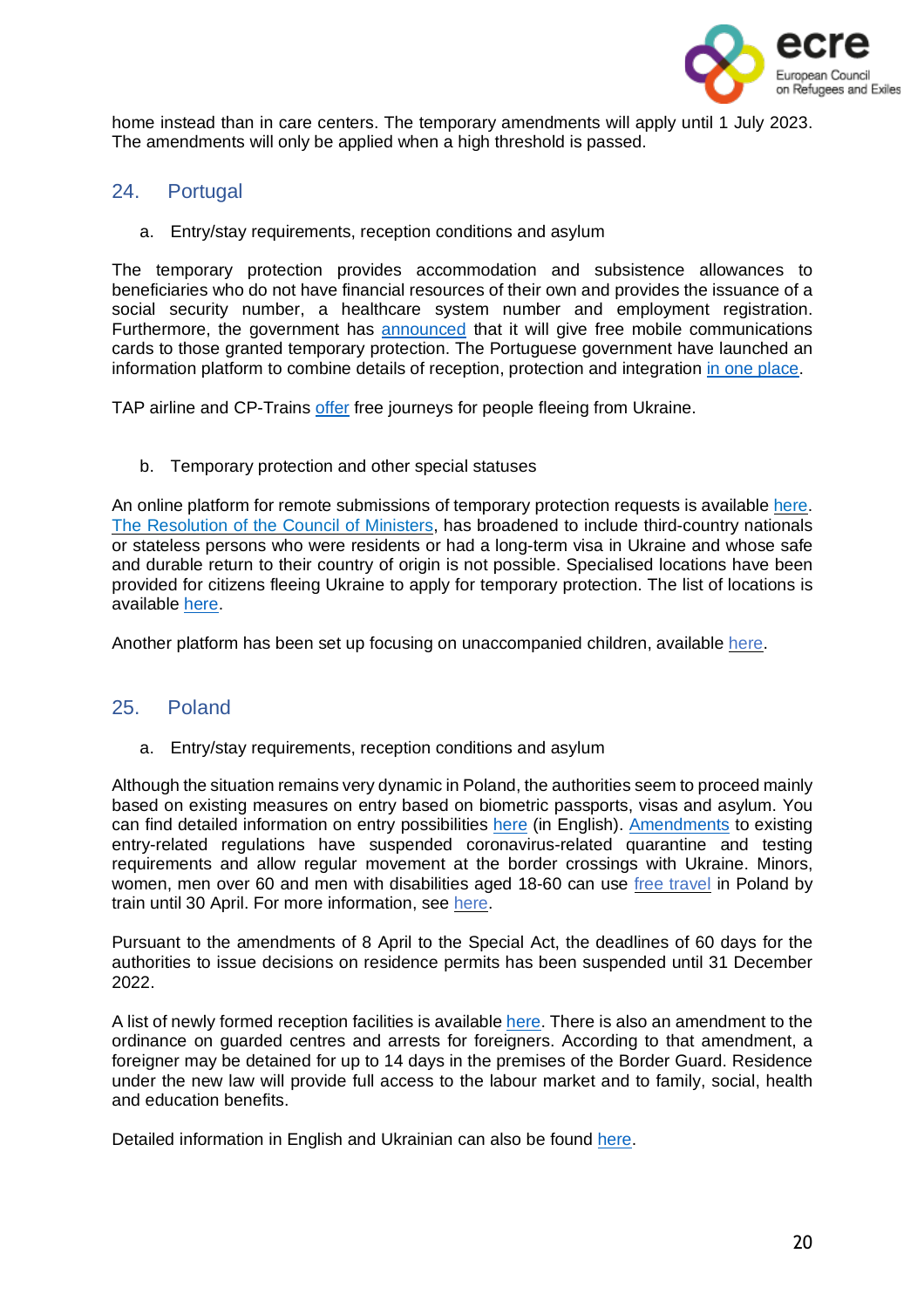home instead than in care centers. The temporary amendments will apply until 1 July 2023. The amendments will only be applied when a high threshold is passed.

## 24. Portugal

### a. Entry/stay requirements, reception conditions and asylum

The temporary protection provides accommodation and subsistence allowances to beneficiaries who do not have financial resources of their own and provides the issuance of a social security number, a healthcare system number and employment registration. Furthermore, the government has announced that it will give free mobile communications cards to those granted temporary protection. The Portuguese government have launched an information platform to combine details of reception, protection and integration in one place.

TAP airline and CP-Trains offer free journeys for people fleeing from Ukraine.

### b. Temporary protection and other special statuses

An online platform for remote submissions of temporary protection requests is available here. The Resolution of the Council of Ministers, has broadened to include third-country nationals or stateless persons who were residents or had a long-term visa in Ukraine and whose safe and durable return to their country of origin is not possible. Specialised locations have been provided for citizens fleeing Ukraine to apply for temporary protection. The list of locations is available here.

Another platform has been set up focusing on unaccompanied children, available here.

## 25. Poland

### a. Entry/stay requirements, reception conditions and asylum

Although the situation remains very dynamic in Poland, the authorities seem to proceed mainly based on existing measures on entry based on biometric passports, visas and asylum. You can find detailed information on entry possibilities here (in English). Amendments to existing entry-related regulations have suspended coronavirus-related quarantine and testing requirements and allow regular movement at the border crossings with Ukraine. Minors, women, men over 60 and men with disabilities aged 18-60 can use free travel in Poland by train until 30 April. For more information, see here.

Pursuant to the amendments of 8 April to the Special Act, the deadlines of 60 days for the authorities to issue decisions on residence permits has been suspended until 31 December 2022.

A list of newly formed reception facilities is available here. There is also an amendment to the ordinance on guarded centres and arrests for foreigners. According to that amendment, a foreigner may be detained for up to 14 days in the premises of the Border Guard. Residence under the new law will provide full access to the labour market and to family, social, health and education benefits.

Detailed information in English and Ukrainian can also be found here.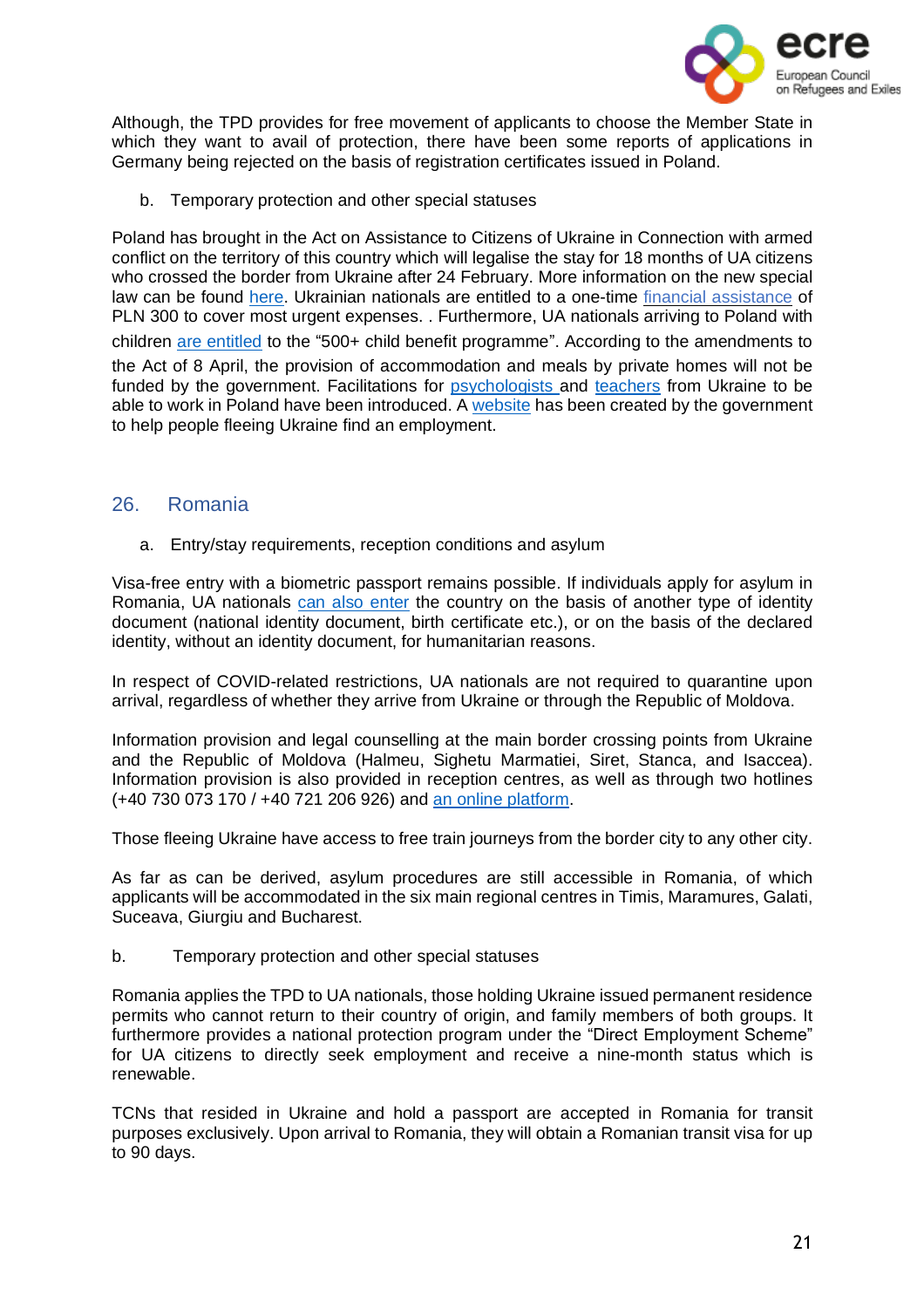Although, the TPD provides for free movement of applicants to choose the Member State in which they want to avail of protection, there have been some reports of applications in Germany being rejected on the basis of registration certificates issued in Poland.

b. Temporary protection and other special statuses

Poland has brought in the Act on Assistance to Citizens of Ukraine in Connection with armed conflict on the territory of this country which will legalise the stay for 18 months of UA citizens who crossed the border from Ukraine after 24 February. More information on the new special law can be found here. Ukrainian nationals are entitled to a one-time financial assistance of PLN 300 to cover most urgent expenses. . Furthermore, UA nationals arriving to Poland with children are entitled to the "500+ child benefit programme". According to the amendments to the Act of 8 April, the provision of accommodation and meals by private homes will not be funded by the government. Facilitations for psychologists and teachers from Ukraine to be able to work in Poland have been introduced. A website has been created by the government to help people fleeing Ukraine find an employment.

## 26. Romania

a. Entry/stay requirements, reception conditions and asylum

Visa-free entry with a biometric passport remains possible. If individuals apply for asylum in Romania, UA nationals can also enter the country on the basis of another type of identity document (national identity document, birth certificate etc.), or on the basis of the declared identity, without an identity document, for humanitarian reasons.

In respect of COVID-related restrictions, UA nationals are not required to quarantine upon arrival, regardless of whether they arrive from Ukraine or through the Republic of Moldova.

Information provision and legal counselling at the main border crossing points from Ukraine and the Republic of Moldova (Halmeu, Sighetu Marmatiei, Siret, Stanca, and Isaccea). Information provision is also provided in reception centres, as well as through two hotlines (+40 730 073 170 / +40 721 206 926) and an online platform.

Those fleeing Ukraine have access to free train journeys from the border city to any other city.

As far as can be derived, asylum procedures are still accessible in Romania, of which applicants will be accommodated in the six main regional centres in Timis, Maramures, Galati, Suceava, Giurgiu and Bucharest.

b. Temporary protection and other special statuses

Romania applies the TPD to UA nationals, those holding Ukraine issued permanent residence permits who cannot return to their country of origin, and family members of both groups. It furthermore provides a national protection program under the "Direct Employment Scheme" for UA citizens to directly seek employment and receive a nine-month status which is renewable.

TCNs that resided in Ukraine and hold a passport are accepted in Romania for transit purposes exclusively. Upon arrival to Romania, they will obtain a Romanian transit visa for up to 90 days.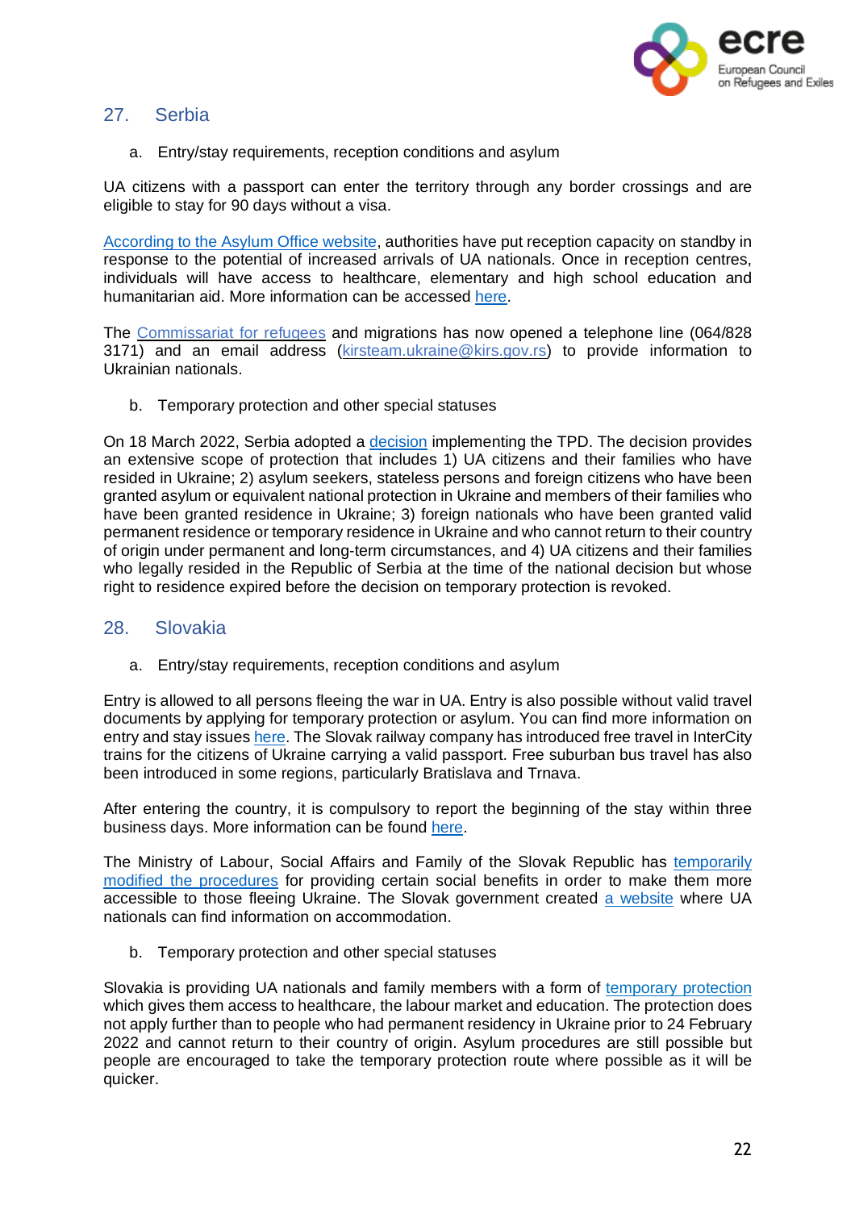## 27. Serbia

a. Entry/stay requirements, reception conditions and asylum

UA citizens with a passport can enter the territory through any border crossings and are eligible to stay for 90 days without a visa.

According to the Asylum Office website, authorities have put reception capacity on standby in response to the potential of increased arrivals of UA nationals. Once in reception centres, individuals will have access to healthcare, elementary and high school education and humanitarian aid. More information can be accessed here.

The Commissariat for refugees and migrations has now opened a telephone line (064/828 3171) and an email address (kirsteam.ukraine@kirs.gov.rs) to provide information to Ukrainian nationals.

b. Temporary protection and other special statuses

On 18 March 2022, Serbia adopted a decision implementing the TPD. The decision provides an extensive scope of protection that includes 1) UA citizens and their families who have resided in Ukraine; 2) asylum seekers, stateless persons and foreign citizens who have been granted asylum or equivalent national protection in Ukraine and members of their families who have been granted residence in Ukraine; 3) foreign nationals who have been granted valid permanent residence or temporary residence in Ukraine and who cannot return to their country of origin under permanent and long-term circumstances, and 4) UA citizens and their families who legally resided in the Republic of Serbia at the time of the national decision but whose right to residence expired before the decision on temporary protection is revoked.

## 28. Slovakia

a. Entry/stay requirements, reception conditions and asylum

Entry is allowed to all persons fleeing the war in UA. Entry is also possible without valid travel documents by applying for temporary protection or asylum. You can find more information on entry and stay issues here. The Slovak railway company has introduced free travel in InterCity trains for the citizens of Ukraine carrying a valid passport. Free suburban bus travel has also been introduced in some regions, particularly Bratislava and Trnava.

After entering the country, it is compulsory to report the beginning of the stay within three business days. More information can be found here.

The Ministry of Labour, Social Affairs and Family of the Slovak Republic has temporarily modified the procedures for providing certain social benefits in order to make them more accessible to those fleeing Ukraine. The Slovak government created a website where UA nationals can find information on accommodation.

b. Temporary protection and other special statuses

Slovakia is providing UA nationals and family members with a form of temporary protection which gives them access to healthcare, the labour market and education. The protection does not apply further than to people who had permanent residency in Ukraine prior to 24 February 2022 and cannot return to their country of origin. Asylum procedures are still possible but people are encouraged to take the temporary protection route where possible as it will be quicker.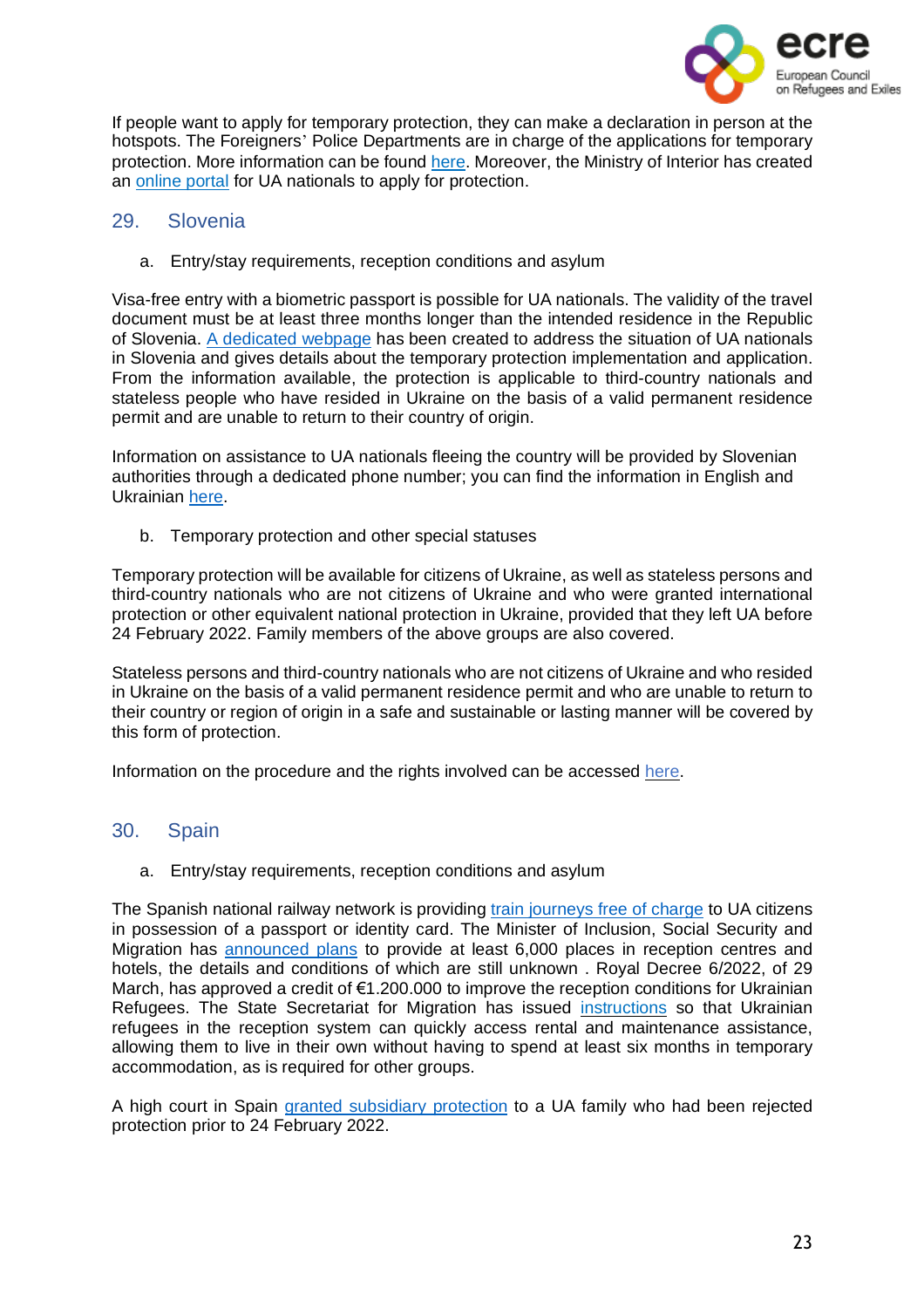If people want to apply for temporary protection, they can make a declaration in person at the hotspots. The Foreigners' Police Departments are in charge of the applications for temporary protection. More information can be found here. Moreover, the Ministry of Interior has created an online portal for UA nationals to apply for protection.

## 29. Slovenia

a. Entry/stay requirements, reception conditions and asylum

Visa-free entry with a biometric passport is possible for UA nationals. The validity of the travel document must be at least three months longer than the intended residence in the Republic of Slovenia. A dedicated webpage has been created to address the situation of UA nationals in Slovenia and gives details about the temporary protection implementation and application. From the information available, the protection is applicable to third-country nationals and stateless people who have resided in Ukraine on the basis of a valid permanent residence permit and are unable to return to their country of origin.

Information on assistance to UA nationals fleeing the country will be provided by Slovenian authorities through a dedicated phone number; you can find the information in English and Ukrainian here.

b. Temporary protection and other special statuses

Temporary protection will be available for citizens of Ukraine, as well as stateless persons and third-country nationals who are not citizens of Ukraine and who were granted international protection or other equivalent national protection in Ukraine, provided that they left UA before 24 February 2022. Family members of the above groups are also covered.

Stateless persons and third-country nationals who are not citizens of Ukraine and who resided in Ukraine on the basis of a valid permanent residence permit and who are unable to return to their country or region of origin in a safe and sustainable or lasting manner will be covered by this form of protection.

Information on the procedure and the rights involved can be accessed here.

## 30. Spain

a. Entry/stay requirements, reception conditions and asylum

The Spanish national railway network is providing train journeys free of charge to UA citizens in possession of a passport or identity card. The Minister of Inclusion, Social Security and Migration has announced plans to provide at least 6,000 places in reception centres and hotels, the details and conditions of which are still unknown . Royal Decree 6/2022, of 29 March, has approved a credit of €1.200.000 to improve the reception conditions for Ukrainian Refugees. The State Secretariat for Migration has issued instructions so that Ukrainian refugees in the reception system can quickly access rental and maintenance assistance, allowing them to live in their own without having to spend at least six months in temporary accommodation, as is required for other groups.

A high court in Spain granted subsidiary protection to a UA family who had been rejected protection prior to 24 February 2022.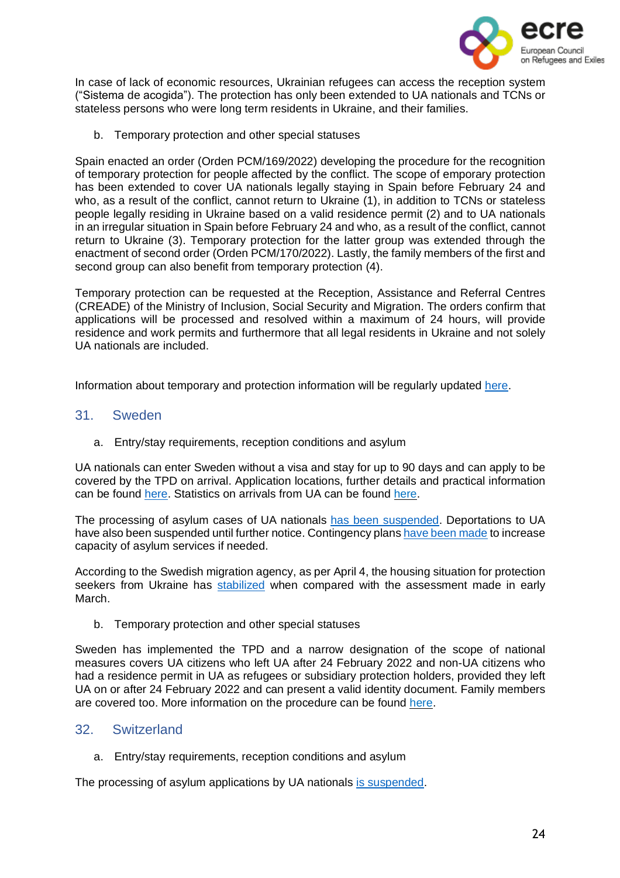In case of lack of economic resources, Ukrainian refugees can access the reception system ("Sistema de acogida"). The protection has only been extended to UA nationals and TCNs or stateless persons who were long term residents in Ukraine, and their families.

b. Temporary protection and other special statuses

Spain enacted an order (Orden PCM/169/2022) developing the procedure for the recognition of temporary protection for people affected by the conflict. The scope of emporary protection has been extended to cover UA nationals legally staying in Spain before February 24 and who, as a result of the conflict, cannot return to Ukraine (1), in addition to TCNs or stateless people legally residing in Ukraine based on a valid residence permit (2) and to UA nationals in an irregular situation in Spain before February 24 and who, as a result of the conflict, cannot return to Ukraine (3). Temporary protection for the latter group was extended through the enactment of second order (Orden PCM/170/2022). Lastly, the family members of the first and second group can also benefit from temporary protection (4).

Temporary protection can be requested at the Reception, Assistance and Referral Centres (CREADE) of the Ministry of Inclusion, Social Security and Migration. The orders confirm that applications will be processed and resolved within a maximum of 24 hours, will provide residence and work permits and furthermore that all legal residents in Ukraine and not solely UA nationals are included.

Information about temporary and protection information will be regularly updated here.

## 31. Sweden

a. Entry/stay requirements, reception conditions and asylum

UA nationals can enter Sweden without a visa and stay for up to 90 days and can apply to be covered by the TPD on arrival. Application locations, further details and practical information can be found here. Statistics on arrivals from UA can be found here.

The processing of asylum cases of UA nationals has been suspended. Deportations to UA have also been suspended until further notice. Contingency plans have been made to increase capacity of asylum services if needed.

According to the Swedish migration agency, as per April 4, the housing situation for protection seekers from Ukraine has stabilized when compared with the assessment made in early March.

b. Temporary protection and other special statuses

Sweden has implemented the TPD and a narrow designation of the scope of national measures covers UA citizens who left UA after 24 February 2022 and non-UA citizens who had a residence permit in UA as refugees or subsidiary protection holders, provided they left UA on or after 24 February 2022 and can present a valid identity document. Family members are covered too. More information on the procedure can be found here.

## 32. Switzerland

a. Entry/stay requirements, reception conditions and asylum

The processing of asylum applications by UA nationals is suspended.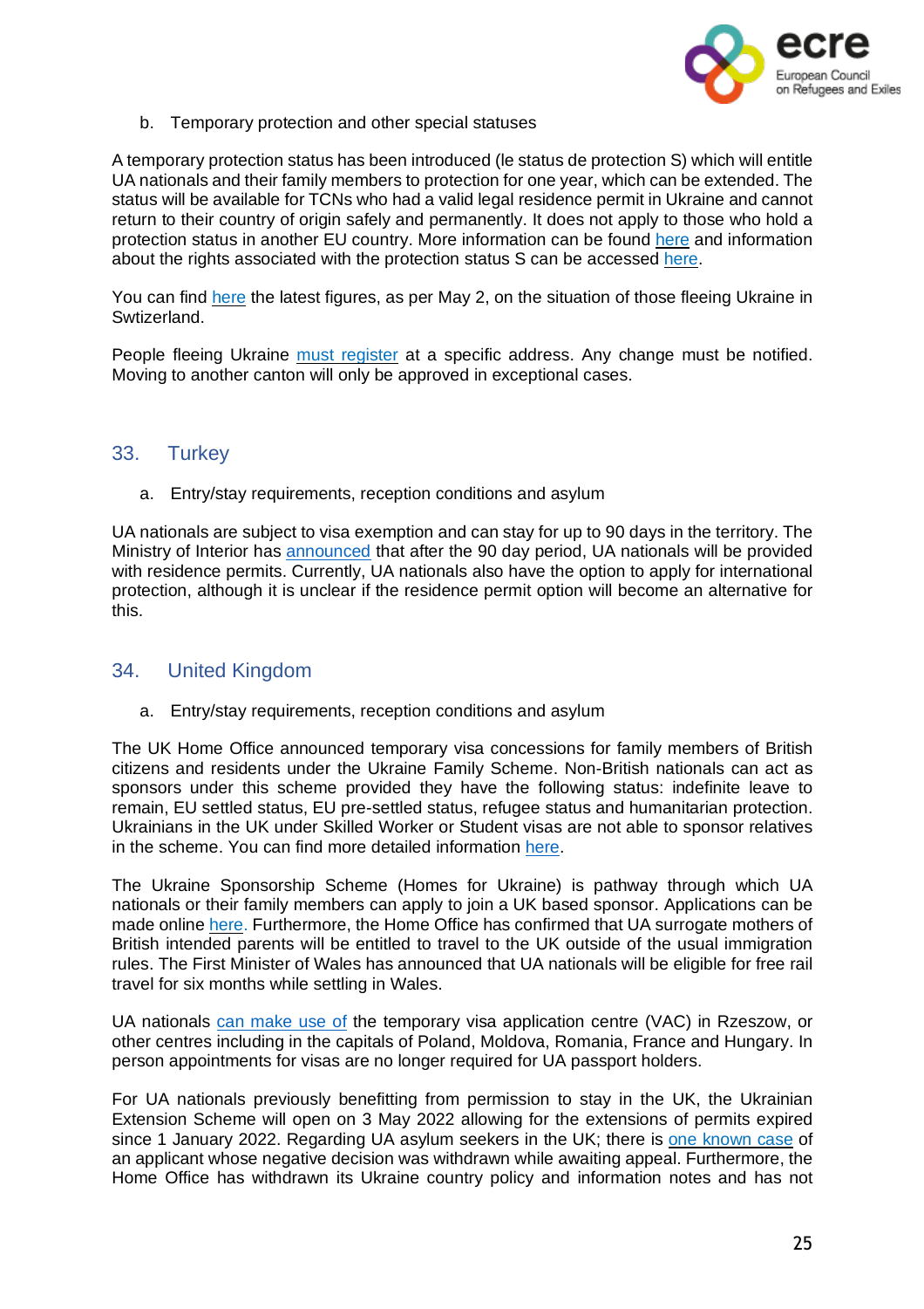b. Temporary protection and other special statuses

A temporary protection status has been introduced (le status de protection S) which will entitle UA nationals and their family members to protection for one year, which can be extended. The status will be available for TCNs who had a valid legal residence permit in Ukraine and cannot return to their country of origin safely and permanently. It does not apply to those who hold a protection status in another EU country. More information can be found here and information about the rights associated with the protection status S can be accessed here.

You can find here the latest figures, as per May 2, on the situation of those fleeing Ukraine in Swtizerland.

People fleeing Ukraine must register at a specific address. Any change must be notified. Moving to another canton will only be approved in exceptional cases.

## 33. Turkey

a. Entry/stay requirements, reception conditions and asylum

UA nationals are subject to visa exemption and can stay for up to 90 days in the territory. The Ministry of Interior has announced that after the 90 day period, UA nationals will be provided with residence permits. Currently, UA nationals also have the option to apply for international protection, although it is unclear if the residence permit option will become an alternative for this.

## 34. United Kingdom

a. Entry/stay requirements, reception conditions and asylum

The UK Home Office announced temporary visa concessions for family members of British citizens and residents under the Ukraine Family Scheme. Non-British nationals can act as sponsors under this scheme provided they have the following status: indefinite leave to remain, EU settled status, EU pre-settled status, refugee status and humanitarian protection. Ukrainians in the UK under Skilled Worker or Student visas are not able to sponsor relatives in the scheme. You can find more detailed information here.

The Ukraine Sponsorship Scheme (Homes for Ukraine) is pathway through which UA nationals or their family members can apply to join a UK based sponsor. Applications can be made online here. Furthermore, the Home Office has confirmed that UA surrogate mothers of British intended parents will be entitled to travel to the UK outside of the usual immigration rules. The First Minister of Wales has announced that UA nationals will be eligible for free rail travel for six months while settling in Wales.

UA nationals can make use of the temporary visa application centre (VAC) in Rzeszow, or other centres including in the capitals of Poland, Moldova, Romania, France and Hungary. In person appointments for visas are no longer required for UA passport holders.

For UA nationals previously benefitting from permission to stay in the UK, the Ukrainian Extension Scheme will open on 3 May 2022 allowing for the extensions of permits expired since 1 January 2022. Regarding UA asylum seekers in the UK; there is one known case of an applicant whose negative decision was withdrawn while awaiting appeal. Furthermore, the Home Office has withdrawn its Ukraine country policy and information notes and has not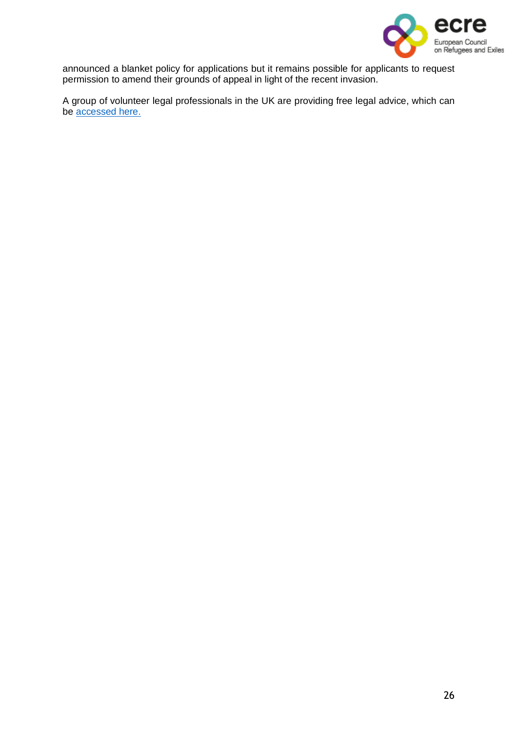announced a blanket policy for applications but it remains possible for applicants to request permission to amend their grounds of appeal in light of the recent invasion.

A group of volunteer legal professionals in the UK are providing free legal advice, which can be accessed here.